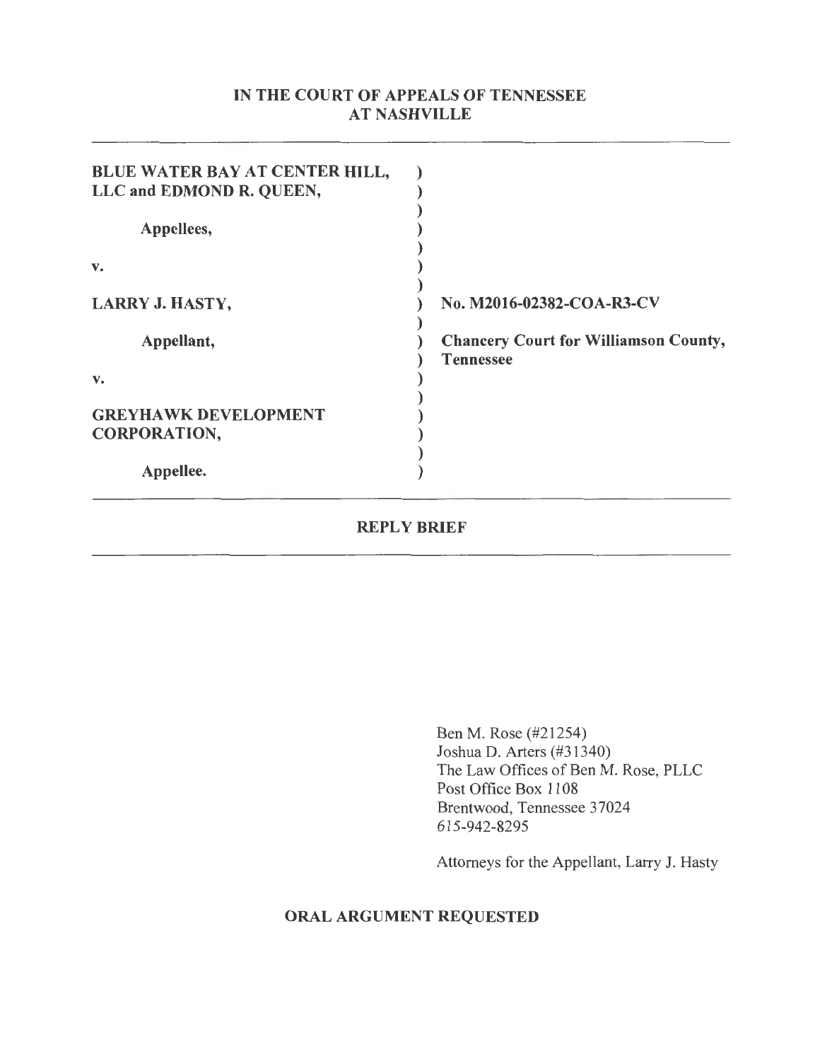**IN THE COURT OF APPEALS OF TENNESSEE**
**AT NASHVILLE**

---

| | |
|---|---|
| **BLUE WATER BAY AT CENTER HILL, LLC and EDMOND R. QUEEN,** | ) |
| | ) |
| **Appellees,** | ) |
| | ) |
| **v.** | ) |
| | ) |
| **LARRY J. HASTY,** | ) **No. M2016-02382-COA-R3-CV** |
| | ) |
| **Appellant,** | ) **Chancery Court for Williamson County, Tennessee** |
| | ) |
| **v.** | ) |
| | ) |
| **GREYHAWK DEVELOPMENT CORPORATION,** | ) |
| | ) |
| **Appellee.** | ) |

---

**REPLY BRIEF**

---

Ben M. Rose (#21254)
Joshua D. Arters (#31340)
The Law Offices of Ben M. Rose, PLLC
Post Office Box 1108
Brentwood, Tennessee 37024
615-942-8295

Attorneys for the Appellant, Larry J. Hasty

**ORAL ARGUMENT REQUESTED**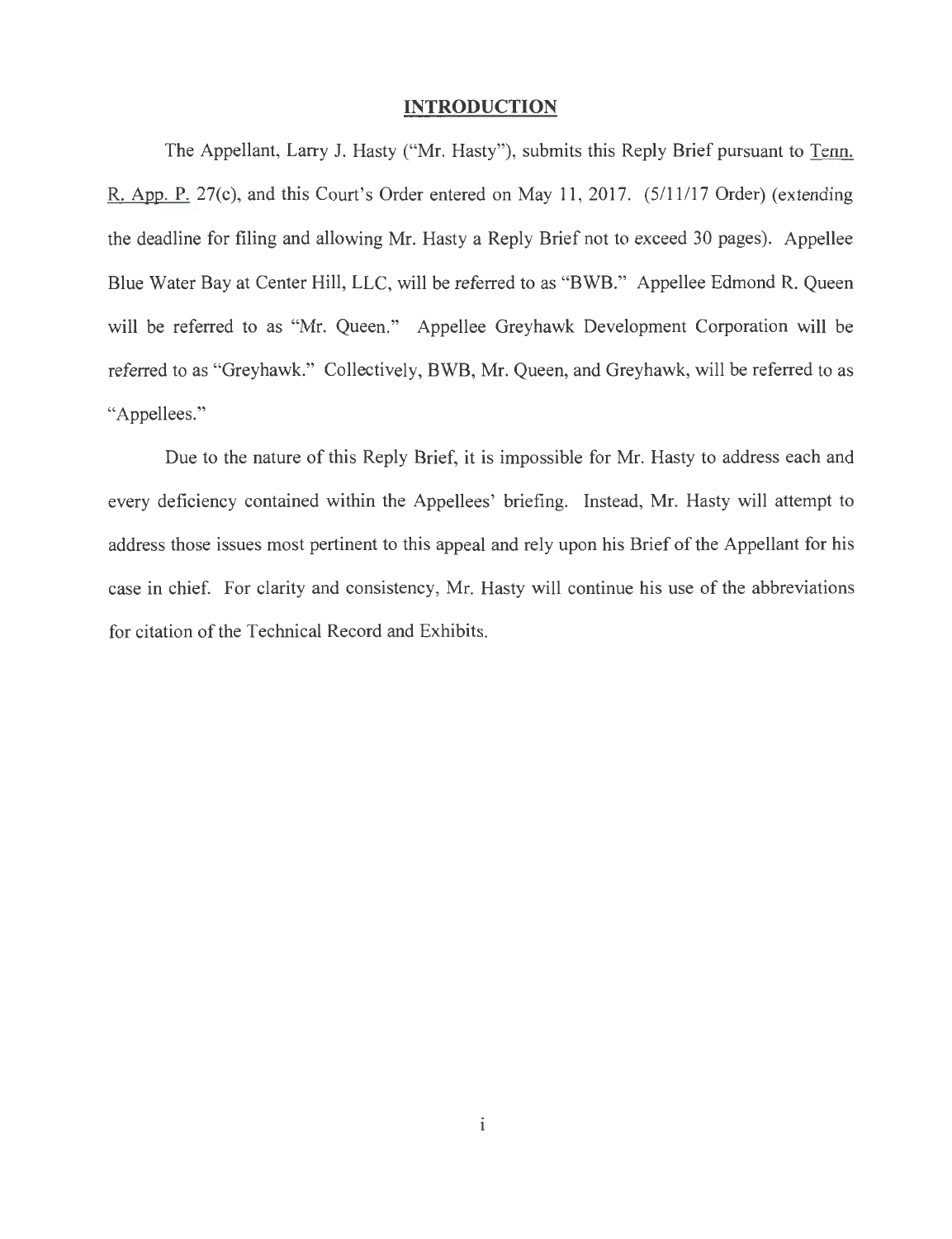## INTRODUCTION

The Appellant, Larry J. Hasty ("Mr. Hasty"), submits this Reply Brief pursuant to Tenn. R. App. P. 27(c), and this Court's Order entered on May 11, 2017. (5/11/17 Order) (extending the deadline for filing and allowing Mr. Hasty a Reply Brief not to exceed 30 pages). Appellee Blue Water Bay at Center Hill, LLC, will be referred to as "BWB." Appellee Edmond R. Queen will be referred to as "Mr. Queen." Appellee Greyhawk Development Corporation will be referred to as "Greyhawk." Collectively, BWB, Mr. Queen, and Greyhawk, will be referred to as "Appellees."

Due to the nature of this Reply Brief, it is impossible for Mr. Hasty to address each and every deficiency contained within the Appellees' briefing. Instead, Mr. Hasty will attempt to address those issues most pertinent to this appeal and rely upon his Brief of the Appellant for his case in chief. For clarity and consistency, Mr. Hasty will continue his use of the abbreviations for citation of the Technical Record and Exhibits.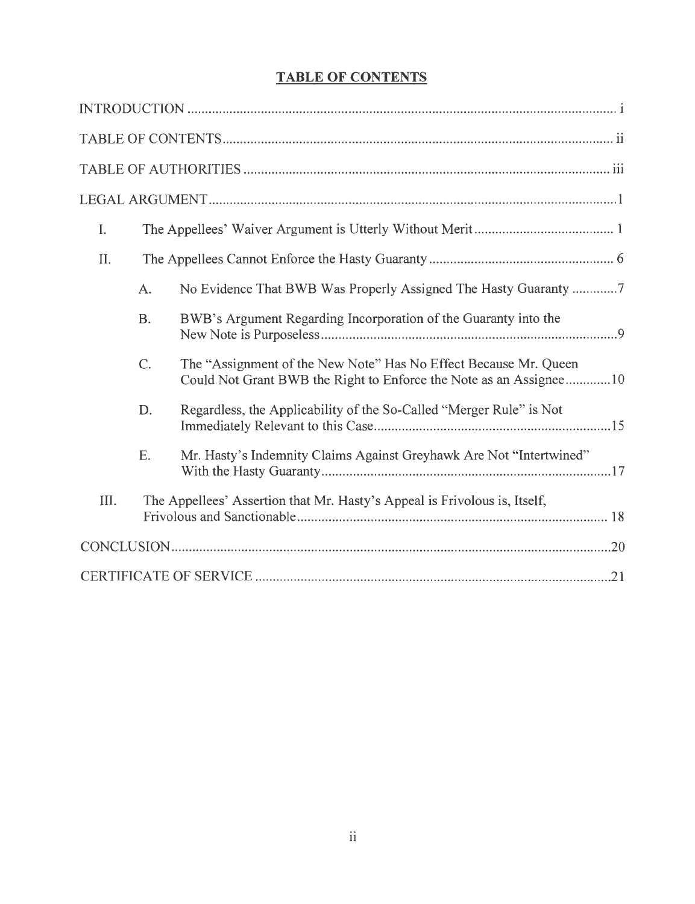## TABLE OF CONTENTS

INTRODUCTION ........................................................................................................................ i

TABLE OF CONTENTS ............................................................................................................. ii

TABLE OF AUTHORITIES ...................................................................................................... iii

LEGAL ARGUMENT .................................................................................................................. 1

I. The Appellees' Waiver Argument is Utterly Without Merit ........................................ 1

II. The Appellees Cannot Enforce the Hasty Guaranty ..................................................... 6

 A. No Evidence That BWB Was Properly Assigned The Hasty Guaranty .............7

 B. BWB's Argument Regarding Incorporation of the Guaranty into the New Note is Purposeless ..................................................................................... 9

 C. The "Assignment of the New Note" Has No Effect Because Mr. Queen Could Not Grant BWB the Right to Enforce the Note as an Assignee .............10

 D. Regardless, the Applicability of the So-Called "Merger Rule" is Not Immediately Relevant to this Case ................................................................... 15

 E. Mr. Hasty's Indemnity Claims Against Greyhawk Are Not "Intertwined" With the Hasty Guaranty ................................................................................. 17

III. The Appellees' Assertion that Mr. Hasty's Appeal is Frivolous is, Itself, Frivolous and Sanctionable ........................................................................................ 18

CONCLUSION ............................................................................................................................ 20

CERTIFICATE OF SERVICE ................................................................................................... 21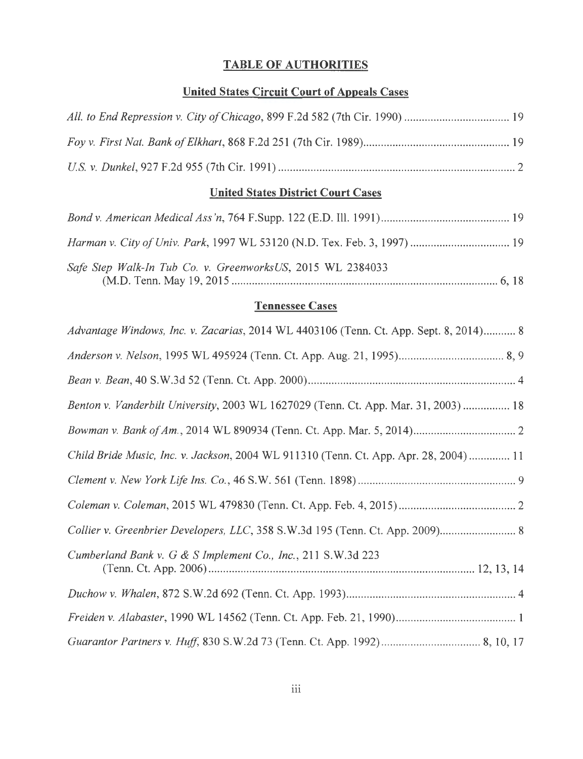# TABLE OF AUTHORITIES

## United States Circuit Court of Appeals Cases

*All. to End Repression v. City of Chicago*, 899 F.2d 582 (7th Cir. 1990) .................................... 19

*Foy v. First Nat. Bank of Elkhart*, 868 F.2d 251 (7th Cir. 1989)................................................. 19

*U.S. v. Dunkel*, 927 F.2d 955 (7th Cir. 1991) ................................................................................. 2

## United States District Court Cases

*Bond v. American Medical Ass'n*, 764 F.Supp. 122 (E.D. Ill. 1991)............................................ 19

*Harman v. City of Univ. Park*, 1997 WL 53120 (N.D. Tex. Feb. 3, 1997) ................................. 19

*Safe Step Walk-In Tub Co. v. GreenworksUS*, 2015 WL 2384033 (M.D. Tenn. May 19, 2015 .......................................................................................... 6, 18

## Tennessee Cases

*Advantage Windows, Inc. v. Zacarias*, 2014 WL 4403106 (Tenn. Ct. App. Sept. 8, 2014)........... 8

*Anderson v. Nelson*, 1995 WL 495924 (Tenn. Ct. App. Aug. 21, 1995).................................... 8, 9

*Bean v. Bean*, 40 S.W.3d 52 (Tenn. Ct. App. 2000)....................................................................... 4

*Benton v. Vanderbilt University*, 2003 WL 1627029 (Tenn. Ct. App. Mar. 31, 2003) ................ 18

*Bowman v. Bank of Am.*, 2014 WL 890934 (Tenn. Ct. App. Mar. 5, 2014)................................... 2

*Child Bride Music, Inc. v. Jackson*, 2004 WL 911310 (Tenn. Ct. App. Apr. 28, 2004) ............. 11

*Clement v. New York Life Ins. Co.*, 46 S.W. 561 (Tenn. 1898) ...................................................... 9

*Coleman v. Coleman*, 2015 WL 479830 (Tenn. Ct. App. Feb. 4, 2015) ........................................ 2

*Collier v. Greenbrier Developers, LLC*, 358 S.W.3d 195 (Tenn. Ct. App. 2009).......................... 8

*Cumberland Bank v. G & S Implement Co., Inc.*, 211 S.W.3d 223 (Tenn. Ct. App. 2006)......................................................................................... 12, 13, 14

*Duchow v. Whalen*, 872 S.W.2d 692 (Tenn. Ct. App. 1993).......................................................... 4

*Freiden v. Alabaster*, 1990 WL 14562 (Tenn. Ct. App. Feb. 21, 1990)......................................... 1

*Guarantor Partners v. Huff*, 830 S.W.2d 73 (Tenn. Ct. App. 1992).................................. 8, 10, 17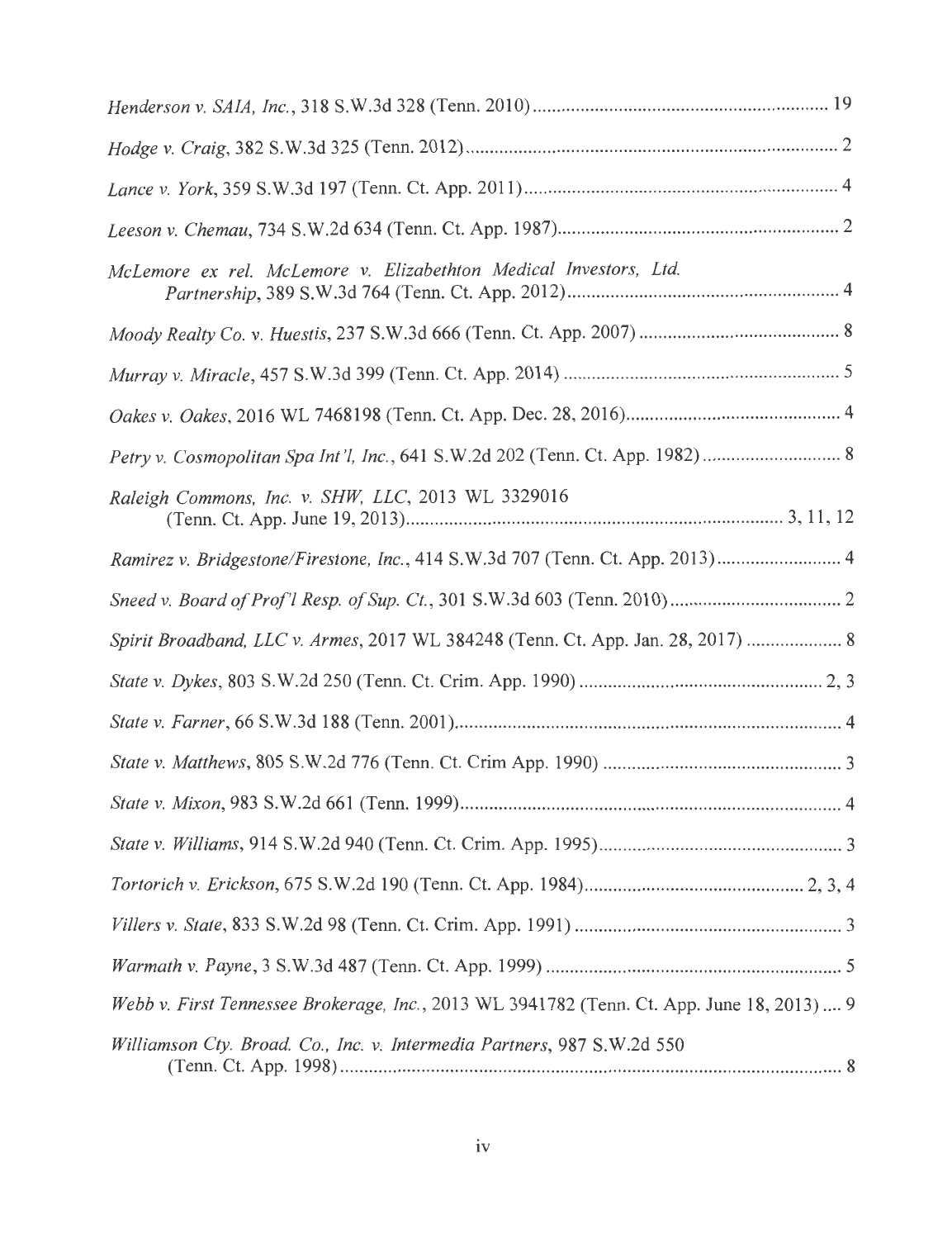*Henderson v. SAIA, Inc.*, 318 S.W.3d 328 (Tenn. 2010) .......... 19

*Hodge v. Craig*, 382 S.W.3d 325 (Tenn. 2012) .......... 2

*Lance v. York*, 359 S.W.3d 197 (Tenn. Ct. App. 2011) .......... 4

*Leeson v. Chemau*, 734 S.W.2d 634 (Tenn. Ct. App. 1987) .......... 2

*McLemore ex rel. McLemore v. Elizabethton Medical Investors, Ltd. Partnership*, 389 S.W.3d 764 (Tenn. Ct. App. 2012) .......... 4

*Moody Realty Co. v. Huestis*, 237 S.W.3d 666 (Tenn. Ct. App. 2007) .......... 8

*Murray v. Miracle*, 457 S.W.3d 399 (Tenn. Ct. App. 2014) .......... 5

*Oakes v. Oakes*, 2016 WL 7468198 (Tenn. Ct. App. Dec. 28, 2016) .......... 4

*Petry v. Cosmopolitan Spa Int'l, Inc.*, 641 S.W.2d 202 (Tenn. Ct. App. 1982) .......... 8

*Raleigh Commons, Inc. v. SHW, LLC*, 2013 WL 3329016 (Tenn. Ct. App. June 19, 2013) .......... 3, 11, 12

*Ramirez v. Bridgestone/Firestone, Inc.*, 414 S.W.3d 707 (Tenn. Ct. App. 2013) .......... 4

*Sneed v. Board of Prof'l Resp. of Sup. Ct.*, 301 S.W.3d 603 (Tenn. 2010) .......... 2

*Spirit Broadband, LLC v. Armes*, 2017 WL 384248 (Tenn. Ct. App. Jan. 28, 2017) .......... 8

*State v. Dykes*, 803 S.W.2d 250 (Tenn. Ct. Crim. App. 1990) .......... 2, 3

*State v. Farner*, 66 S.W.3d 188 (Tenn. 2001) .......... 4

*State v. Matthews*, 805 S.W.2d 776 (Tenn. Ct. Crim App. 1990) .......... 3

*State v. Mixon*, 983 S.W.2d 661 (Tenn. 1999) .......... 4

*State v. Williams*, 914 S.W.2d 940 (Tenn. Ct. Crim. App. 1995) .......... 3

*Tortorich v. Erickson*, 675 S.W.2d 190 (Tenn. Ct. App. 1984) .......... 2, 3, 4

*Villers v. State*, 833 S.W.2d 98 (Tenn. Ct. Crim. App. 1991) .......... 3

*Warmath v. Payne*, 3 S.W.3d 487 (Tenn. Ct. App. 1999) .......... 5

*Webb v. First Tennessee Brokerage, Inc.*, 2013 WL 3941782 (Tenn. Ct. App. June 18, 2013) .......... 9

*Williamson Cty. Broad. Co., Inc. v. Intermedia Partners*, 987 S.W.2d 550 (Tenn. Ct. App. 1998) .......... 8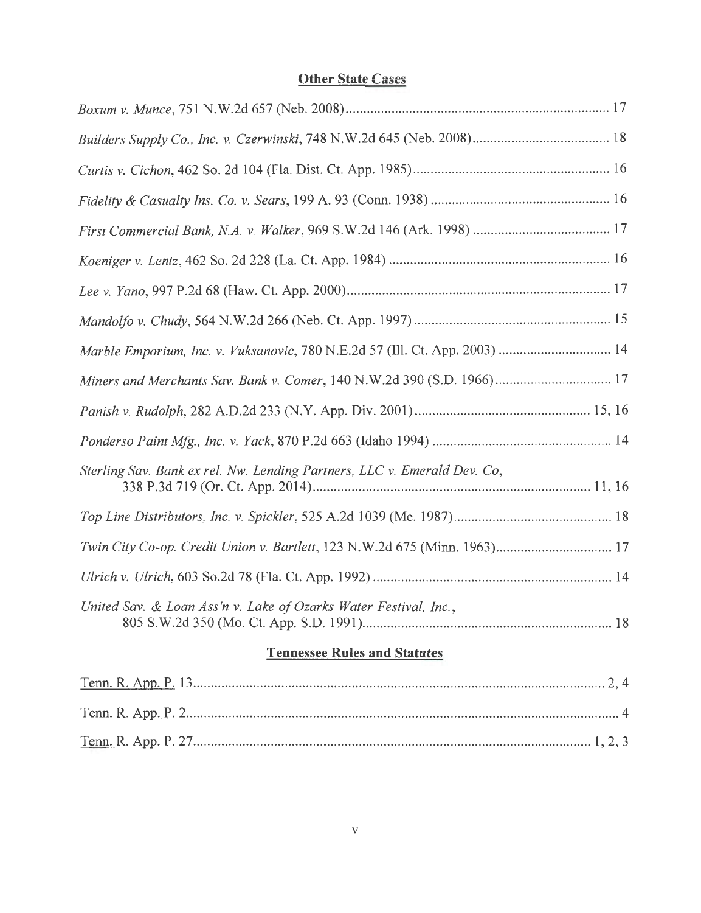## **Other State Cases**

*Boxum v. Munce*, 751 N.W.2d 657 (Neb. 2008) ............................................................................. 17

*Builders Supply Co., Inc. v. Czerwinski*, 748 N.W.2d 645 (Neb. 2008) ....................................... 18

*Curtis v. Cichon*, 462 So. 2d 104 (Fla. Dist. Ct. App. 1985) ........................................................ 16

*Fidelity & Casualty Ins. Co. v. Sears*, 199 A. 93 (Conn. 1938) .................................................. 16

*First Commercial Bank, N.A. v. Walker*, 969 S.W.2d 146 (Ark. 1998) ....................................... 17

*Koeniger v. Lentz*, 462 So. 2d 228 (La. Ct. App. 1984) ............................................................... 16

*Lee v. Yano*, 997 P.2d 68 (Haw. Ct. App. 2000) ............................................................................ 17

*Mandolfo v. Chudy*, 564 N.W.2d 266 (Neb. Ct. App. 1997) ........................................................ 15

*Marble Emporium, Inc. v. Vuksanovic*, 780 N.E.2d 57 (Ill. Ct. App. 2003) ................................ 14

*Miners and Merchants Sav. Bank v. Comer*, 140 N.W.2d 390 (S.D. 1966) ................................. 17

*Panish v. Rudolph*, 282 A.D.2d 233 (N.Y. App. Div. 2001) .................................................. 15, 16

*Ponderso Paint Mfg., Inc. v. Yack*, 870 P.2d 663 (Idaho 1994) ................................................... 14

*Sterling Sav. Bank ex rel. Nw. Lending Partners, LLC v. Emerald Dev. Co*, 338 P.3d 719 (Or. Ct. App. 2014) .............................................................................. 11, 16

*Top Line Distributors, Inc. v. Spickler*, 525 A.2d 1039 (Me. 1987) ............................................. 18

*Twin City Co-op. Credit Union v. Bartlett*, 123 N.W.2d 675 (Minn. 1963) ................................. 17

*Ulrich v. Ulrich*, 603 So.2d 78 (Fla. Ct. App. 1992) ..................................................................... 14

*United Sav. & Loan Ass'n v. Lake of Ozarks Water Festival, Inc.*, 805 S.W.2d 350 (Mo. Ct. App. S.D. 1991) ...................................................................... 18

## **Tennessee Rules and Statutes**

Tenn. R. App. P. 13 ..................................................................................................................... 2, 4

Tenn. R. App. P. 2 ............................................................................................................................ 4

Tenn. R. App. P. 27 ................................................................................................................. 1, 2, 3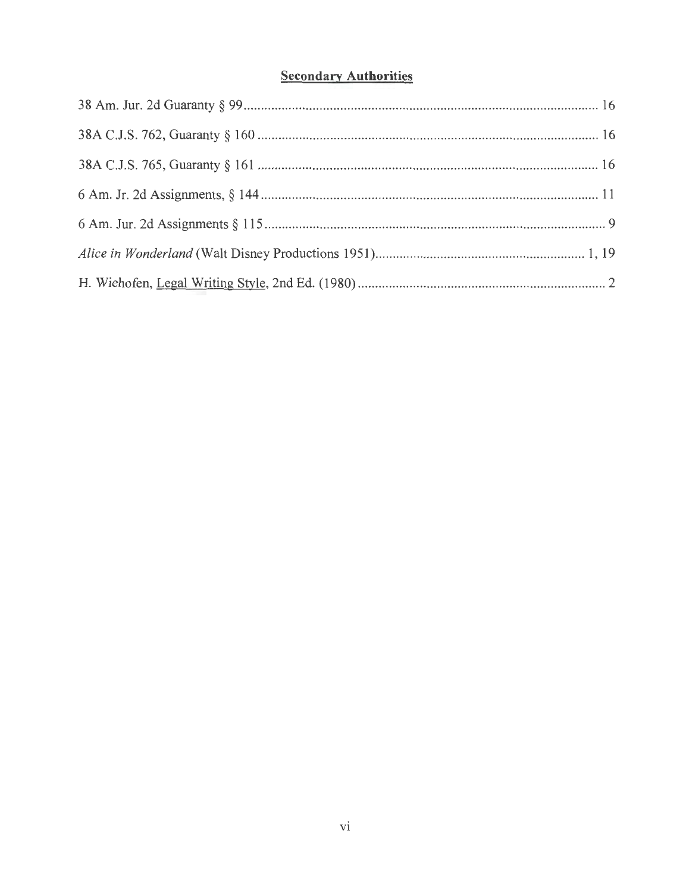## **Secondary Authorities**

38 Am. Jur. 2d Guaranty § 99 .......................................................................................................... 16

38A C.J.S. 762, Guaranty § 160 ...................................................................................................... 16

38A C.J.S. 765, Guaranty § 161 ...................................................................................................... 16

6 Am. Jr. 2d Assignments, § 144 .................................................................................................... 11

6 Am. Jur. 2d Assignments § 115 ...................................................................................................... 9

*Alice in Wonderland* (Walt Disney Productions 1951) ............................................................ 1, 19

H. Wiehofen, Legal Writing Style, 2nd Ed. (1980) ......................................................................... 2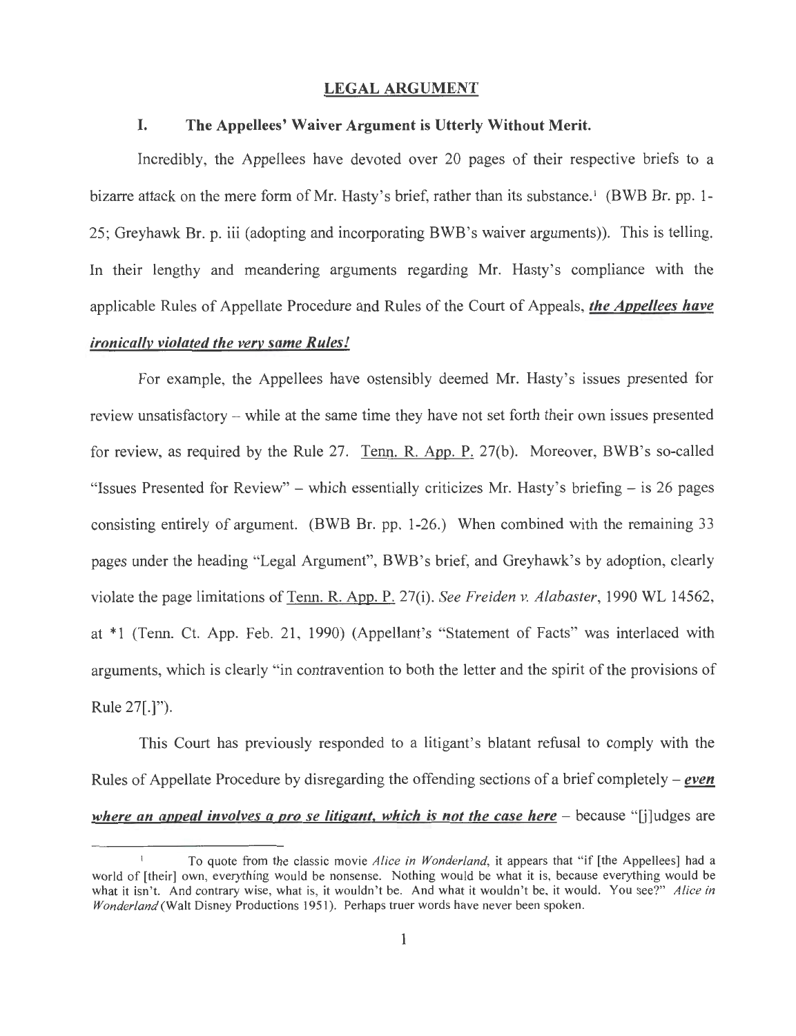## LEGAL ARGUMENT

### I. The Appellees' Waiver Argument is Utterly Without Merit.

Incredibly, the Appellees have devoted over 20 pages of their respective briefs to a bizarre attack on the mere form of Mr. Hasty's brief, rather than its substance.[1] (BWB Br. pp. 1-25; Greyhawk Br. p. iii (adopting and incorporating BWB's waiver arguments)). This is telling. In their lengthy and meandering arguments regarding Mr. Hasty's compliance with the applicable Rules of Appellate Procedure and Rules of the Court of Appeals, ***the Appellees have ironically violated the very same Rules!***

For example, the Appellees have ostensibly deemed Mr. Hasty's issues presented for review unsatisfactory – while at the same time they have not set forth their own issues presented for review, as required by the Rule 27. Tenn. R. App. P. 27(b). Moreover, BWB's so-called "Issues Presented for Review" – which essentially criticizes Mr. Hasty's briefing – is 26 pages consisting entirely of argument. (BWB Br. pp. 1-26.) When combined with the remaining 33 pages under the heading "Legal Argument", BWB's brief, and Greyhawk's by adoption, clearly violate the page limitations of Tenn. R. App. P. 27(i). *See Freiden v. Alabaster*, 1990 WL 14562, at *1 (Tenn. Ct. App. Feb. 21, 1990) (Appellant's "Statement of Facts" was interlaced with arguments, which is clearly "in contravention to both the letter and the spirit of the provisions of Rule 27[.]").

This Court has previously responded to a litigant's blatant refusal to comply with the Rules of Appellate Procedure by disregarding the offending sections of a brief completely – ***even where an appeal involves a pro se litigant, which is not the case here*** – because "[j]udges are

---

[1] To quote from the classic movie *Alice in Wonderland*, it appears that "if [the Appellees] had a world of [their] own, everything would be nonsense. Nothing would be what it is, because everything would be what it isn't. And contrary wise, what is, it wouldn't be. And what it wouldn't be, it would. You see?" *Alice in Wonderland* (Walt Disney Productions 1951). Perhaps truer words have never been spoken.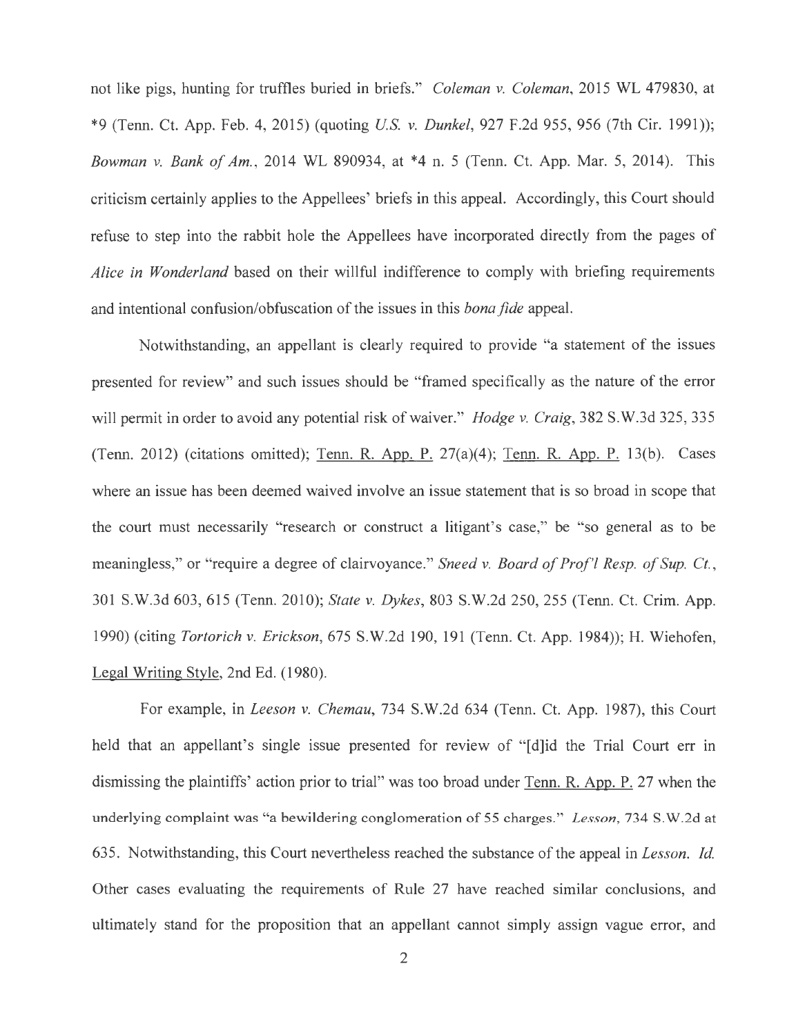not like pigs, hunting for truffles buried in briefs." *Coleman v. Coleman*, 2015 WL 479830, at *9 (Tenn. Ct. App. Feb. 4, 2015) (quoting *U.S. v. Dunkel*, 927 F.2d 955, 956 (7th Cir. 1991)); *Bowman v. Bank of Am.*, 2014 WL 890934, at *4 n. 5 (Tenn. Ct. App. Mar. 5, 2014). This criticism certainly applies to the Appellees' briefs in this appeal. Accordingly, this Court should refuse to step into the rabbit hole the Appellees have incorporated directly from the pages of *Alice in Wonderland* based on their willful indifference to comply with briefing requirements and intentional confusion/obfuscation of the issues in this *bona fide* appeal.

Notwithstanding, an appellant is clearly required to provide "a statement of the issues presented for review" and such issues should be "framed specifically as the nature of the error will permit in order to avoid any potential risk of waiver." *Hodge v. Craig*, 382 S.W.3d 325, 335 (Tenn. 2012) (citations omitted); <u>Tenn. R. App. P.</u> 27(a)(4); <u>Tenn. R. App. P.</u> 13(b). Cases where an issue has been deemed waived involve an issue statement that is so broad in scope that the court must necessarily "research or construct a litigant's case," be "so general as to be meaningless," or "require a degree of clairvoyance." *Sneed v. Board of Prof'l Resp. of Sup. Ct.*, 301 S.W.3d 603, 615 (Tenn. 2010); *State v. Dykes*, 803 S.W.2d 250, 255 (Tenn. Ct. Crim. App. 1990) (citing *Tortorich v. Erickson*, 675 S.W.2d 190, 191 (Tenn. Ct. App. 1984)); H. Wiehofen, <u>Legal Writing Style</u>, 2nd Ed. (1980).

For example, in *Leeson v. Chemau*, 734 S.W.2d 634 (Tenn. Ct. App. 1987), this Court held that an appellant's single issue presented for review of "[d]id the Trial Court err in dismissing the plaintiffs' action prior to trial" was too broad under <u>Tenn. R. App. P.</u> 27 when the underlying complaint was "a bewildering conglomeration of 55 charges." *Lesson*, 734 S.W.2d at 635. Notwithstanding, this Court nevertheless reached the substance of the appeal in *Lesson*. *Id.* Other cases evaluating the requirements of Rule 27 have reached similar conclusions, and ultimately stand for the proposition that an appellant cannot simply assign vague error, and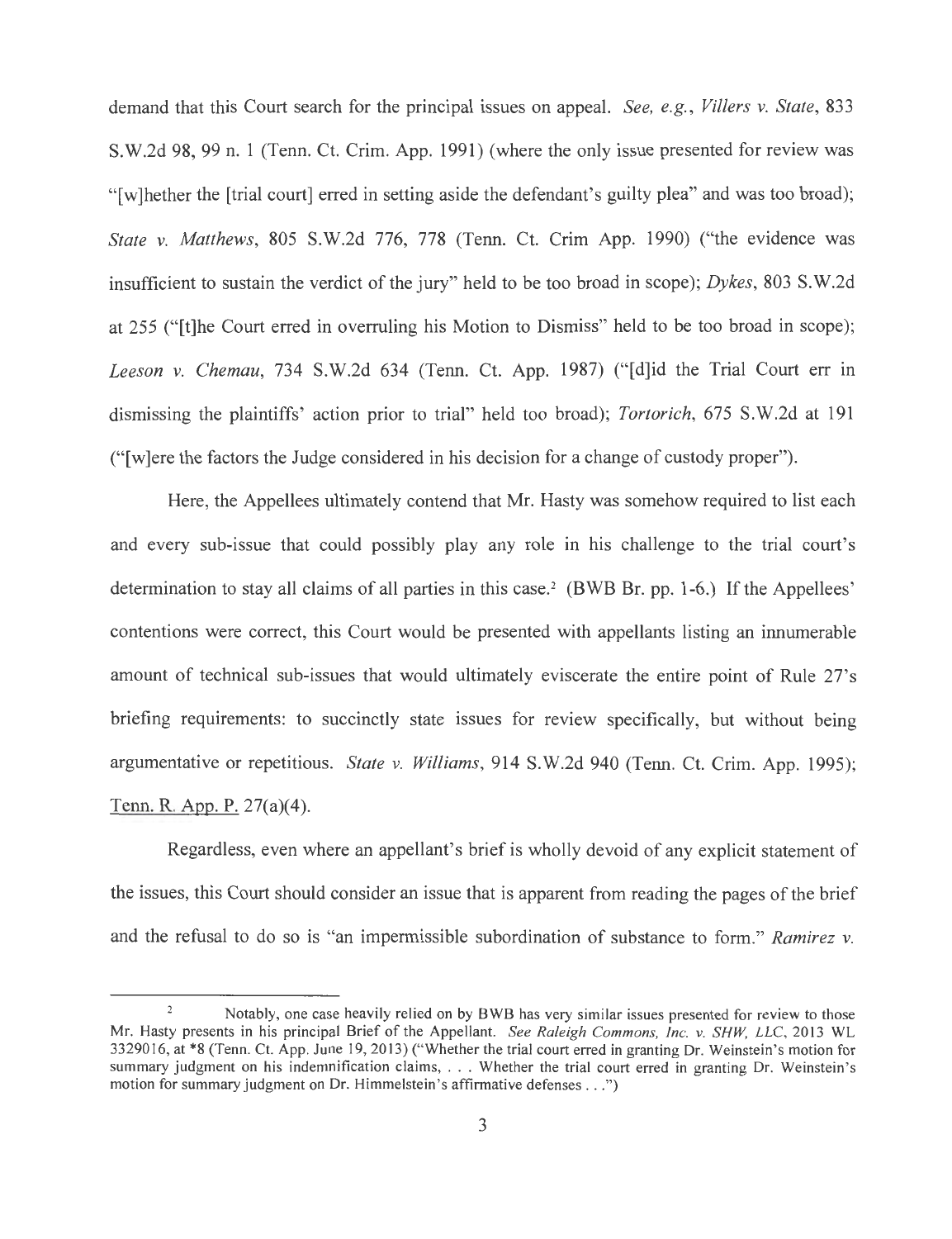demand that this Court search for the principal issues on appeal. *See, e.g., Villers v. State*, 833 S.W.2d 98, 99 n. 1 (Tenn. Ct. Crim. App. 1991) (where the only issue presented for review was "[w]hether the [trial court] erred in setting aside the defendant's guilty plea" and was too broad); *State v. Matthews*, 805 S.W.2d 776, 778 (Tenn. Ct. Crim App. 1990) ("the evidence was insufficient to sustain the verdict of the jury" held to be too broad in scope); *Dykes*, 803 S.W.2d at 255 ("[t]he Court erred in overruling his Motion to Dismiss" held to be too broad in scope); *Leeson v. Chemau*, 734 S.W.2d 634 (Tenn. Ct. App. 1987) ("[d]id the Trial Court err in dismissing the plaintiffs' action prior to trial" held too broad); *Tortorich*, 675 S.W.2d at 191 ("[w]ere the factors the Judge considered in his decision for a change of custody proper").

Here, the Appellees ultimately contend that Mr. Hasty was somehow required to list each and every sub-issue that could possibly play any role in his challenge to the trial court's determination to stay all claims of all parties in this case.[2] (BWB Br. pp. 1-6.) If the Appellees' contentions were correct, this Court would be presented with appellants listing an innumerable amount of technical sub-issues that would ultimately eviscerate the entire point of Rule 27's briefing requirements: to succinctly state issues for review specifically, but without being argumentative or repetitious. *State v. Williams*, 914 S.W.2d 940 (Tenn. Ct. Crim. App. 1995); Tenn. R. App. P. 27(a)(4).

Regardless, even where an appellant's brief is wholly devoid of any explicit statement of the issues, this Court should consider an issue that is apparent from reading the pages of the brief and the refusal to do so is "an impermissible subordination of substance to form." *Ramirez v.*

---

[2] Notably, one case heavily relied on by BWB has very similar issues presented for review to those Mr. Hasty presents in his principal Brief of the Appellant. *See Raleigh Commons, Inc. v. SHW, LLC*, 2013 WL 3329016, at *8 (Tenn. Ct. App. June 19, 2013) ("Whether the trial court erred in granting Dr. Weinstein's motion for summary judgment on his indemnification claims, . . . Whether the trial court erred in granting Dr. Weinstein's motion for summary judgment on Dr. Himmelstein's affirmative defenses . . .")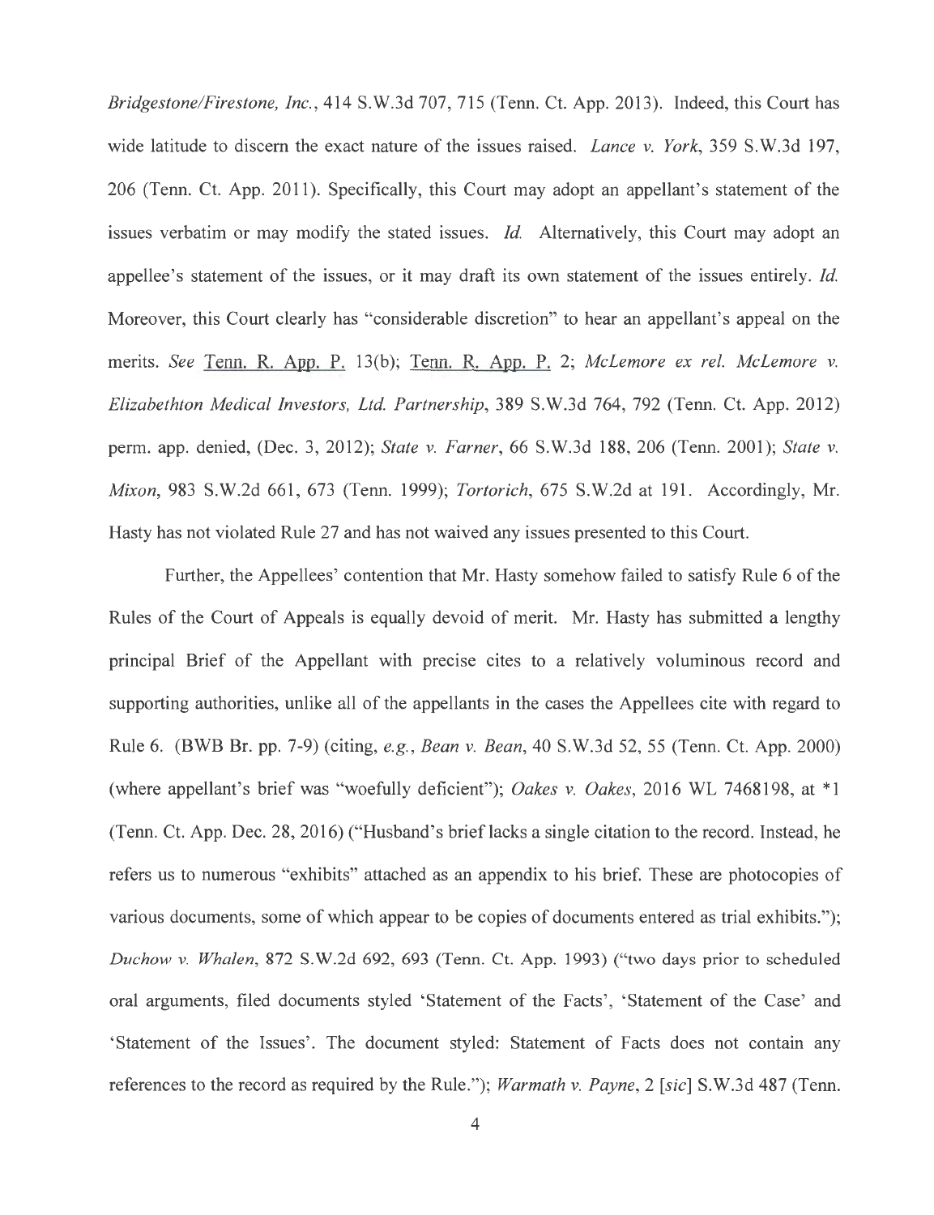*Bridgestone/Firestone, Inc.*, 414 S.W.3d 707, 715 (Tenn. Ct. App. 2013). Indeed, this Court has wide latitude to discern the exact nature of the issues raised. *Lance v. York*, 359 S.W.3d 197, 206 (Tenn. Ct. App. 2011). Specifically, this Court may adopt an appellant's statement of the issues verbatim or may modify the stated issues. *Id.* Alternatively, this Court may adopt an appellee's statement of the issues, or it may draft its own statement of the issues entirely. *Id.* Moreover, this Court clearly has "considerable discretion" to hear an appellant's appeal on the merits. *See* Tenn. R. App. P. 13(b); Tenn. R. App. P. 2; *McLemore ex rel. McLemore v. Elizabethton Medical Investors, Ltd. Partnership*, 389 S.W.3d 764, 792 (Tenn. Ct. App. 2012) perm. app. denied, (Dec. 3, 2012); *State v. Farner*, 66 S.W.3d 188, 206 (Tenn. 2001); *State v. Mixon*, 983 S.W.2d 661, 673 (Tenn. 1999); *Tortorich*, 675 S.W.2d at 191. Accordingly, Mr. Hasty has not violated Rule 27 and has not waived any issues presented to this Court.

Further, the Appellees' contention that Mr. Hasty somehow failed to satisfy Rule 6 of the Rules of the Court of Appeals is equally devoid of merit. Mr. Hasty has submitted a lengthy principal Brief of the Appellant with precise cites to a relatively voluminous record and supporting authorities, unlike all of the appellants in the cases the Appellees cite with regard to Rule 6. (BWB Br. pp. 7-9) (citing, *e.g.*, *Bean v. Bean*, 40 S.W.3d 52, 55 (Tenn. Ct. App. 2000) (where appellant's brief was "woefully deficient"); *Oakes v. Oakes*, 2016 WL 7468198, at *1 (Tenn. Ct. App. Dec. 28, 2016) ("Husband's brief lacks a single citation to the record. Instead, he refers us to numerous "exhibits" attached as an appendix to his brief. These are photocopies of various documents, some of which appear to be copies of documents entered as trial exhibits."); *Duchow v. Whalen*, 872 S.W.2d 692, 693 (Tenn. Ct. App. 1993) ("two days prior to scheduled oral arguments, filed documents styled 'Statement of the Facts', 'Statement of the Case' and 'Statement of the Issues'. The document styled: Statement of Facts does not contain any references to the record as required by the Rule."); *Warmath v. Payne*, 2 [*sic*] S.W.3d 487 (Tenn.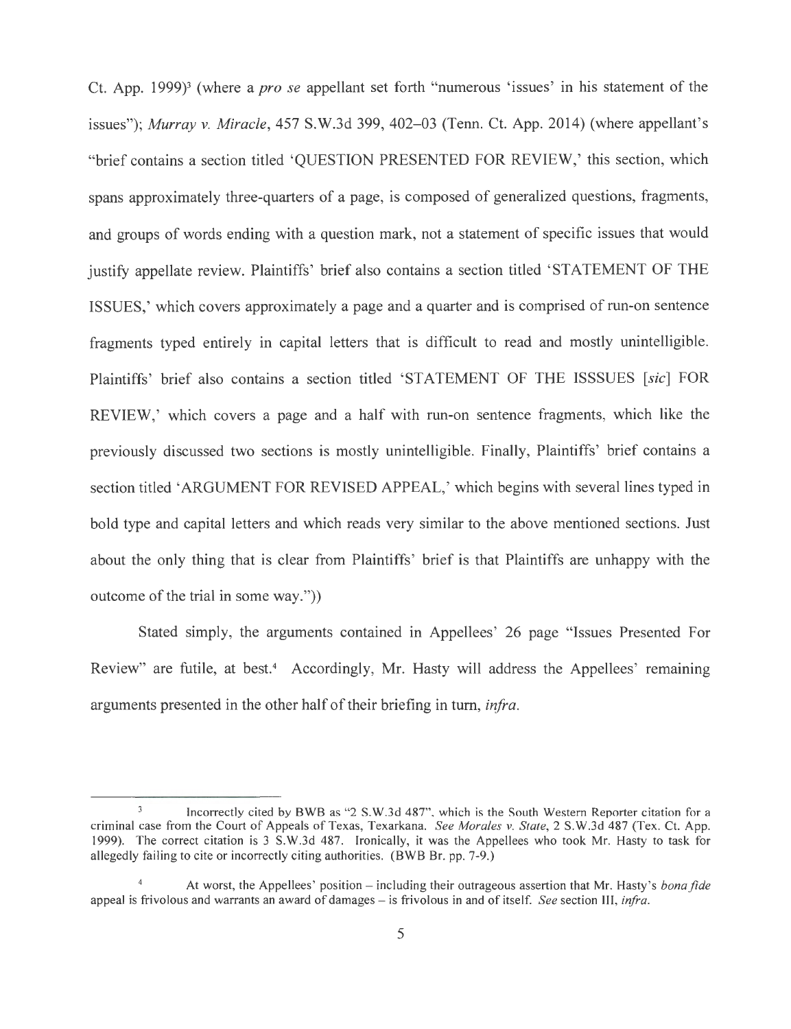Ct. App. 1999)[3] (where a *pro se* appellant set forth "numerous 'issues' in his statement of the issues"); *Murray v. Miracle*, 457 S.W.3d 399, 402–03 (Tenn. Ct. App. 2014) (where appellant's "brief contains a section titled 'QUESTION PRESENTED FOR REVIEW,' this section, which spans approximately three-quarters of a page, is composed of generalized questions, fragments, and groups of words ending with a question mark, not a statement of specific issues that would justify appellate review. Plaintiffs' brief also contains a section titled 'STATEMENT OF THE ISSUES,' which covers approximately a page and a quarter and is comprised of run-on sentence fragments typed entirely in capital letters that is difficult to read and mostly unintelligible. Plaintiffs' brief also contains a section titled 'STATEMENT OF THE ISSSUES [*sic*] FOR REVIEW,' which covers a page and a half with run-on sentence fragments, which like the previously discussed two sections is mostly unintelligible. Finally, Plaintiffs' brief contains a section titled 'ARGUMENT FOR REVISED APPEAL,' which begins with several lines typed in bold type and capital letters and which reads very similar to the above mentioned sections. Just about the only thing that is clear from Plaintiffs' brief is that Plaintiffs are unhappy with the outcome of the trial in some way."))

Stated simply, the arguments contained in Appellees' 26 page "Issues Presented For Review" are futile, at best.[4] Accordingly, Mr. Hasty will address the Appellees' remaining arguments presented in the other half of their briefing in turn, *infra*.

---

[3] Incorrectly cited by BWB as "2 S.W.3d 487", which is the South Western Reporter citation for a criminal case from the Court of Appeals of Texas, Texarkana. *See Morales v. State*, 2 S.W.3d 487 (Tex. Ct. App. 1999). The correct citation is 3 S.W.3d 487. Ironically, it was the Appellees who took Mr. Hasty to task for allegedly failing to cite or incorrectly citing authorities. (BWB Br. pp. 7-9.)

[4] At worst, the Appellees' position – including their outrageous assertion that Mr. Hasty's *bona fide* appeal is frivolous and warrants an award of damages – is frivolous in and of itself. *See* section III, *infra*.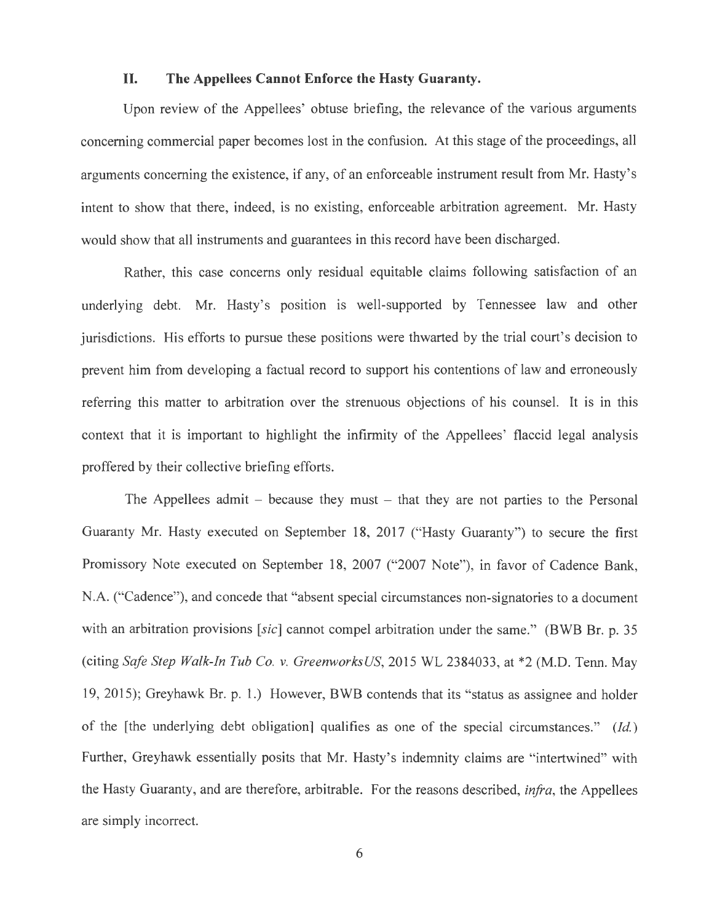## II. The Appellees Cannot Enforce the Hasty Guaranty.

Upon review of the Appellees' obtuse briefing, the relevance of the various arguments concerning commercial paper becomes lost in the confusion. At this stage of the proceedings, all arguments concerning the existence, if any, of an enforceable instrument result from Mr. Hasty's intent to show that there, indeed, is no existing, enforceable arbitration agreement. Mr. Hasty would show that all instruments and guarantees in this record have been discharged.

Rather, this case concerns only residual equitable claims following satisfaction of an underlying debt. Mr. Hasty's position is well-supported by Tennessee law and other jurisdictions. His efforts to pursue these positions were thwarted by the trial court's decision to prevent him from developing a factual record to support his contentions of law and erroneously referring this matter to arbitration over the strenuous objections of his counsel. It is in this context that it is important to highlight the infirmity of the Appellees' flaccid legal analysis proffered by their collective briefing efforts.

The Appellees admit – because they must – that they are not parties to the Personal Guaranty Mr. Hasty executed on September 18, 2017 ("Hasty Guaranty") to secure the first Promissory Note executed on September 18, 2007 ("2007 Note"), in favor of Cadence Bank, N.A. ("Cadence"), and concede that "absent special circumstances non-signatories to a document with an arbitration provisions [*sic*] cannot compel arbitration under the same." (BWB Br. p. 35 (citing *Safe Step Walk-In Tub Co. v. GreenworksUS*, 2015 WL 2384033, at *2 (M.D. Tenn. May 19, 2015); Greyhawk Br. p. 1.) However, BWB contends that its "status as assignee and holder of the [the underlying debt obligation] qualifies as one of the special circumstances." (*Id.*) Further, Greyhawk essentially posits that Mr. Hasty's indemnity claims are "intertwined" with the Hasty Guaranty, and are therefore, arbitrable. For the reasons described, *infra*, the Appellees are simply incorrect.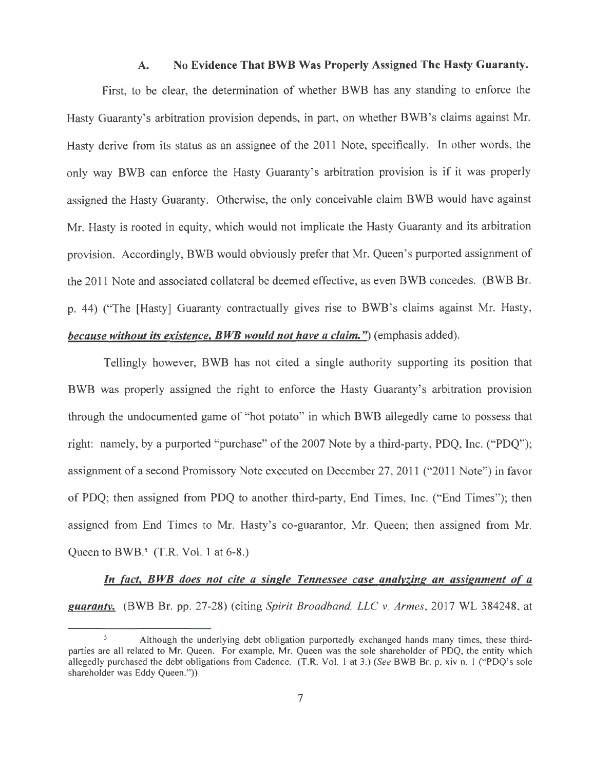### A. No Evidence That BWB Was Properly Assigned The Hasty Guaranty.

First, to be clear, the determination of whether BWB has any standing to enforce the Hasty Guaranty's arbitration provision depends, in part, on whether BWB's claims against Mr. Hasty derive from its status as an assignee of the 2011 Note, specifically. In other words, the only way BWB can enforce the Hasty Guaranty's arbitration provision is if it was properly assigned the Hasty Guaranty. Otherwise, the only conceivable claim BWB would have against Mr. Hasty is rooted in equity, which would not implicate the Hasty Guaranty and its arbitration provision. Accordingly, BWB would obviously prefer that Mr. Queen's purported assignment of the 2011 Note and associated collateral be deemed effective, as even BWB concedes. (BWB Br. p. 44) ("The [Hasty] Guaranty contractually gives rise to BWB's claims against Mr. Hasty, ***because without its existence, BWB would not have a claim."***) (emphasis added).

Tellingly however, BWB has not cited a single authority supporting its position that BWB was properly assigned the right to enforce the Hasty Guaranty's arbitration provision through the undocumented game of "hot potato" in which BWB allegedly came to possess that right: namely, by a purported "purchase" of the 2007 Note by a third-party, PDQ, Inc. ("PDQ"); assignment of a second Promissory Note executed on December 27, 2011 ("2011 Note") in favor of PDQ; then assigned from PDQ to another third-party, End Times, Inc. ("End Times"); then assigned from End Times to Mr. Hasty's co-guarantor, Mr. Queen; then assigned from Mr. Queen to BWB.[5] (T.R. Vol. 1 at 6-8.)

***In fact, BWB does not cite a single Tennessee case analyzing an assignment of a guaranty.*** (BWB Br. pp. 27-28) (citing *Spirit Broadband, LLC v. Armes*, 2017 WL 384248, at

---

[5] Although the underlying debt obligation purportedly exchanged hands many times, these third-parties are all related to Mr. Queen. For example, Mr. Queen was the sole shareholder of PDQ, the entity which allegedly purchased the debt obligations from Cadence. (T.R. Vol. 1 at 3.) (*See* BWB Br. p. xiv n. 1 ("PDQ's sole shareholder was Eddy Queen."))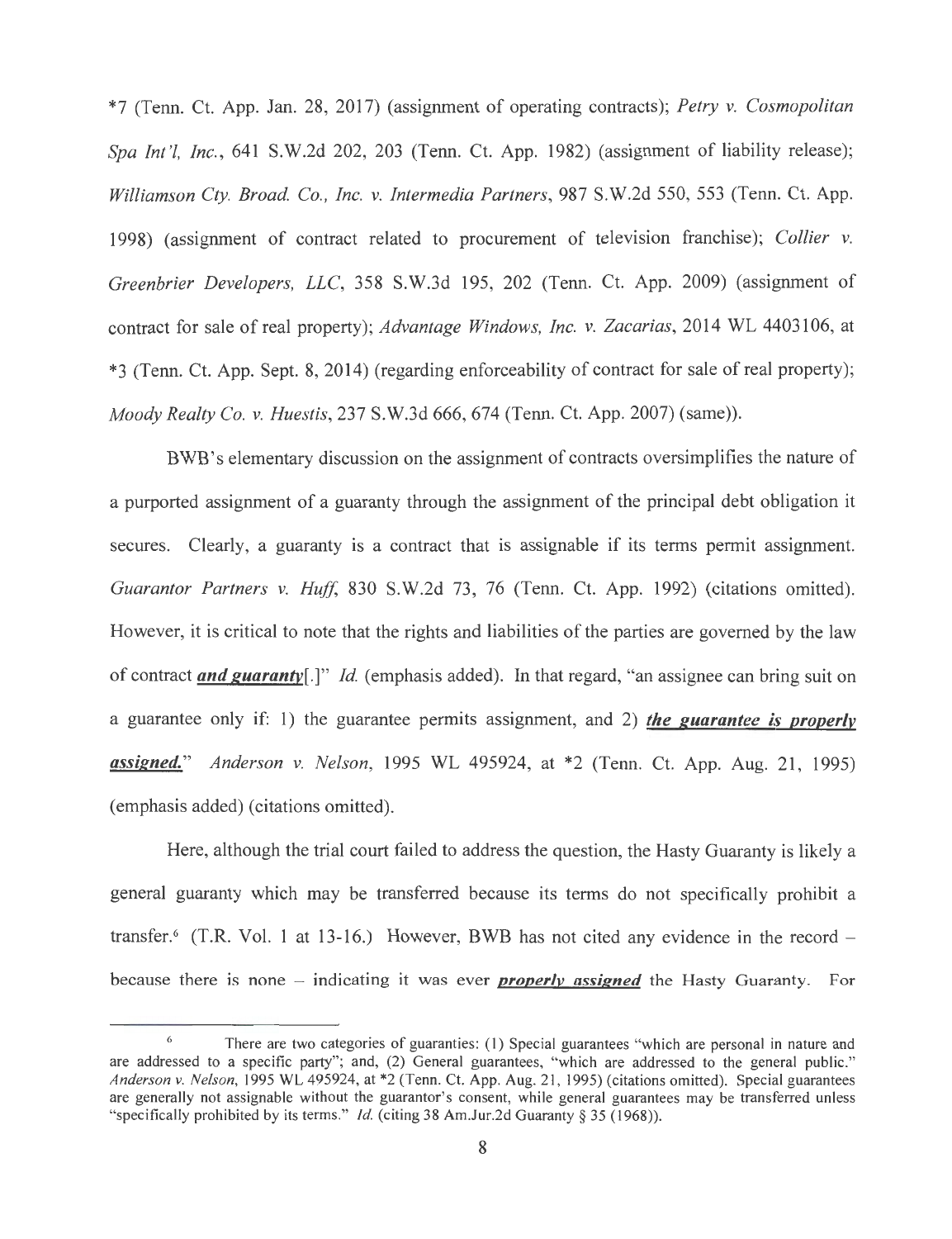*7 (Tenn. Ct. App. Jan. 28, 2017) (assignment of operating contracts); *Petry v. Cosmopolitan Spa Int'l, Inc.*, 641 S.W.2d 202, 203 (Tenn. Ct. App. 1982) (assignment of liability release); *Williamson Cty. Broad. Co., Inc. v. Intermedia Partners*, 987 S.W.2d 550, 553 (Tenn. Ct. App. 1998) (assignment of contract related to procurement of television franchise); *Collier v. Greenbrier Developers, LLC*, 358 S.W.3d 195, 202 (Tenn. Ct. App. 2009) (assignment of contract for sale of real property); *Advantage Windows, Inc. v. Zacarias*, 2014 WL 4403106, at *3 (Tenn. Ct. App. Sept. 8, 2014) (regarding enforceability of contract for sale of real property); *Moody Realty Co. v. Huestis*, 237 S.W.3d 666, 674 (Tenn. Ct. App. 2007) (same)).

BWB's elementary discussion on the assignment of contracts oversimplifies the nature of a purported assignment of a guaranty through the assignment of the principal debt obligation it secures. Clearly, a guaranty is a contract that is assignable if its terms permit assignment. *Guarantor Partners v. Huff*, 830 S.W.2d 73, 76 (Tenn. Ct. App. 1992) (citations omitted). However, it is critical to note that the rights and liabilities of the parties are governed by the law of contract ***and guaranty***[.]" *Id.* (emphasis added). In that regard, "an assignee can bring suit on a guarantee only if: 1) the guarantee permits assignment, and 2) ***the guarantee is properly assigned.***" *Anderson v. Nelson*, 1995 WL 495924, at *2 (Tenn. Ct. App. Aug. 21, 1995) (emphasis added) (citations omitted).

Here, although the trial court failed to address the question, the Hasty Guaranty is likely a general guaranty which may be transferred because its terms do not specifically prohibit a transfer.[6] (T.R. Vol. 1 at 13-16.) However, BWB has not cited any evidence in the record – because there is none – indicating it was ever ***properly assigned*** the Hasty Guaranty. For

---

[6] There are two categories of guaranties: (1) Special guarantees "which are personal in nature and are addressed to a specific party"; and, (2) General guarantees, "which are addressed to the general public." *Anderson v. Nelson*, 1995 WL 495924, at *2 (Tenn. Ct. App. Aug. 21, 1995) (citations omitted). Special guarantees are generally not assignable without the guarantor's consent, while general guarantees may be transferred unless "specifically prohibited by its terms." *Id.* (citing 38 Am.Jur.2d Guaranty § 35 (1968)).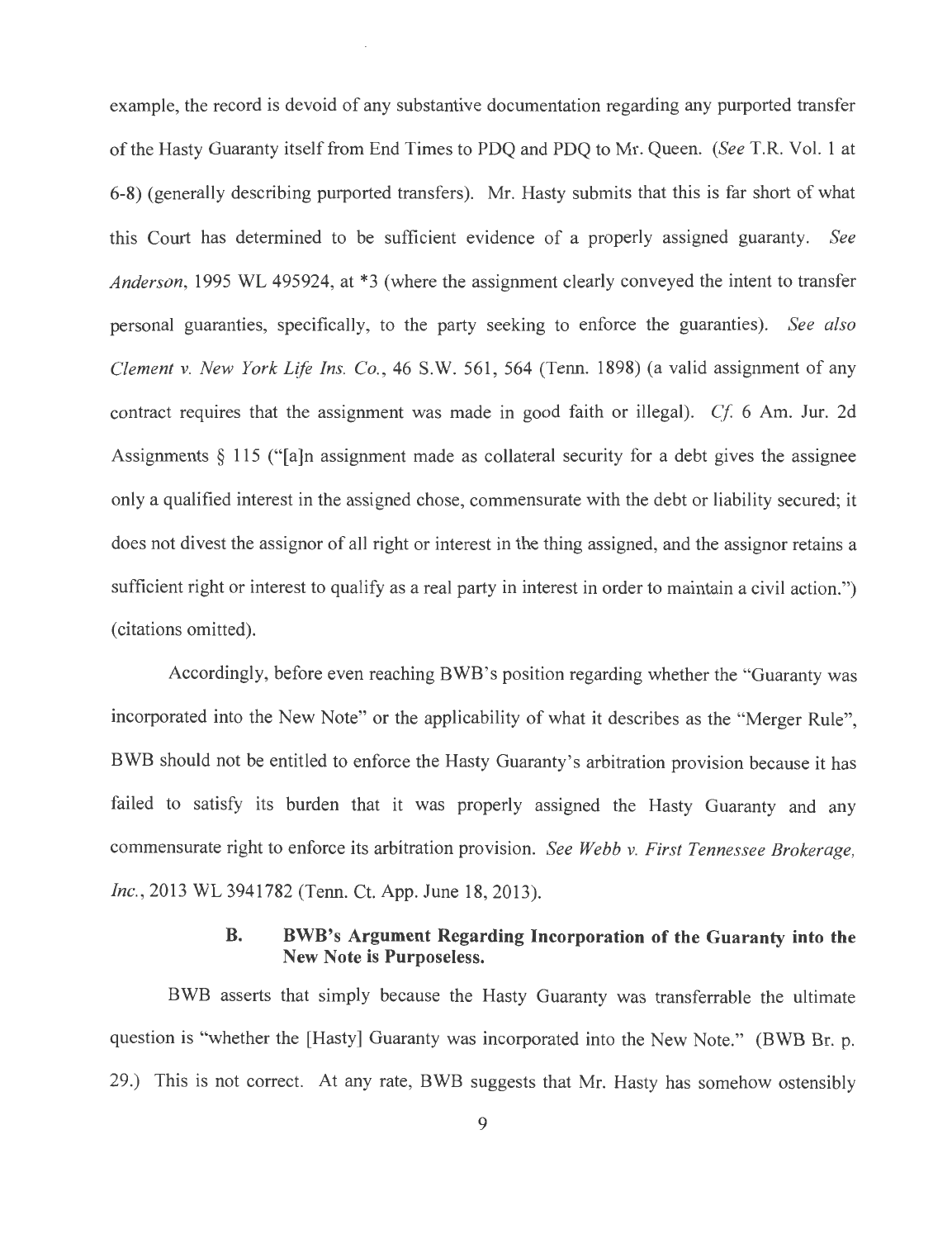example, the record is devoid of any substantive documentation regarding any purported transfer of the Hasty Guaranty itself from End Times to PDQ and PDQ to Mr. Queen. (*See* T.R. Vol. 1 at 6-8) (generally describing purported transfers). Mr. Hasty submits that this is far short of what this Court has determined to be sufficient evidence of a properly assigned guaranty. *See Anderson*, 1995 WL 495924, at *3 (where the assignment clearly conveyed the intent to transfer personal guaranties, specifically, to the party seeking to enforce the guaranties). *See also Clement v. New York Life Ins. Co.*, 46 S.W. 561, 564 (Tenn. 1898) (a valid assignment of any contract requires that the assignment was made in good faith or illegal). *Cf.* 6 Am. Jur. 2d Assignments § 115 ("[a]n assignment made as collateral security for a debt gives the assignee only a qualified interest in the assigned chose, commensurate with the debt or liability secured; it does not divest the assignor of all right or interest in the thing assigned, and the assignor retains a sufficient right or interest to qualify as a real party in interest in order to maintain a civil action.") (citations omitted).

Accordingly, before even reaching BWB's position regarding whether the "Guaranty was incorporated into the New Note" or the applicability of what it describes as the "Merger Rule", BWB should not be entitled to enforce the Hasty Guaranty's arbitration provision because it has failed to satisfy its burden that it was properly assigned the Hasty Guaranty and any commensurate right to enforce its arbitration provision. *See Webb v. First Tennessee Brokerage, Inc.*, 2013 WL 3941782 (Tenn. Ct. App. June 18, 2013).

### B. BWB's Argument Regarding Incorporation of the Guaranty into the New Note is Purposeless.

BWB asserts that simply because the Hasty Guaranty was transferrable the ultimate question is "whether the [Hasty] Guaranty was incorporated into the New Note." (BWB Br. p. 29.) This is not correct. At any rate, BWB suggests that Mr. Hasty has somehow ostensibly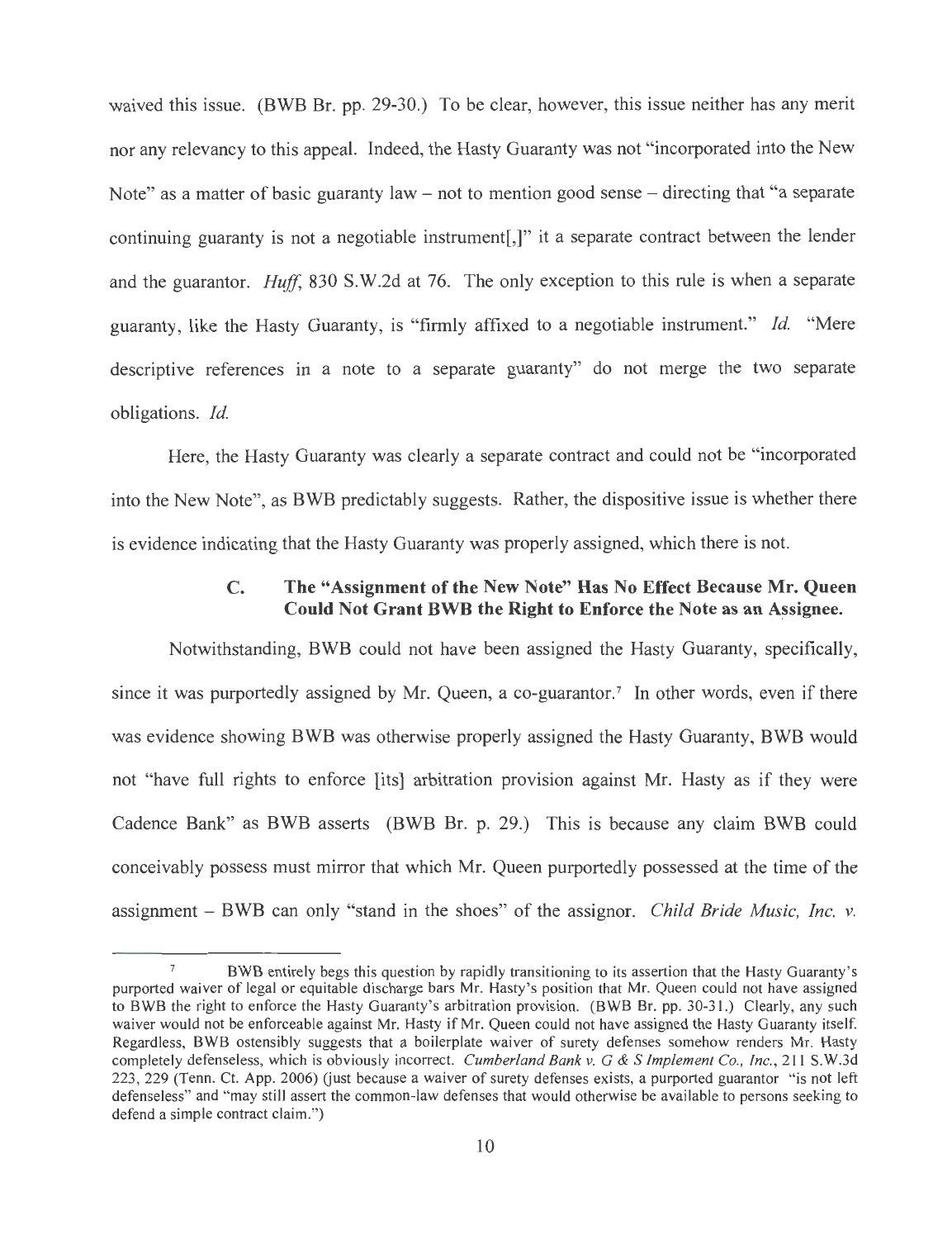waived this issue. (BWB Br. pp. 29-30.) To be clear, however, this issue neither has any merit nor any relevancy to this appeal. Indeed, the Hasty Guaranty was not "incorporated into the New Note" as a matter of basic guaranty law – not to mention good sense – directing that "a separate continuing guaranty is not a negotiable instrument[,]" it a separate contract between the lender and the guarantor. *Huff*, 830 S.W.2d at 76. The only exception to this rule is when a separate guaranty, like the Hasty Guaranty, is "firmly affixed to a negotiable instrument." *Id.* "Mere descriptive references in a note to a separate guaranty" do not merge the two separate obligations. *Id.*

Here, the Hasty Guaranty was clearly a separate contract and could not be "incorporated into the New Note", as BWB predictably suggests. Rather, the dispositive issue is whether there is evidence indicating that the Hasty Guaranty was properly assigned, which there is not.

### C. The "Assignment of the New Note" Has No Effect Because Mr. Queen Could Not Grant BWB the Right to Enforce the Note as an Assignee.

Notwithstanding, BWB could not have been assigned the Hasty Guaranty, specifically, since it was purportedly assigned by Mr. Queen, a co-guarantor.[7] In other words, even if there was evidence showing BWB was otherwise properly assigned the Hasty Guaranty, BWB would not "have full rights to enforce [its] arbitration provision against Mr. Hasty as if they were Cadence Bank" as BWB asserts (BWB Br. p. 29.) This is because any claim BWB could conceivably possess must mirror that which Mr. Queen purportedly possessed at the time of the assignment – BWB can only "stand in the shoes" of the assignor. *Child Bride Music, Inc. v.*

---

[7] BWB entirely begs this question by rapidly transitioning to its assertion that the Hasty Guaranty's purported waiver of legal or equitable discharge bars Mr. Hasty's position that Mr. Queen could not have assigned to BWB the right to enforce the Hasty Guaranty's arbitration provision. (BWB Br. pp. 30-31.) Clearly, any such waiver would not be enforceable against Mr. Hasty if Mr. Queen could not have assigned the Hasty Guaranty itself. Regardless, BWB ostensibly suggests that a boilerplate waiver of surety defenses somehow renders Mr. Hasty completely defenseless, which is obviously incorrect. *Cumberland Bank v. G & S Implement Co., Inc.*, 211 S.W.3d 223, 229 (Tenn. Ct. App. 2006) (just because a waiver of surety defenses exists, a purported guarantor "is not left defenseless" and "may still assert the common-law defenses that would otherwise be available to persons seeking to defend a simple contract claim.")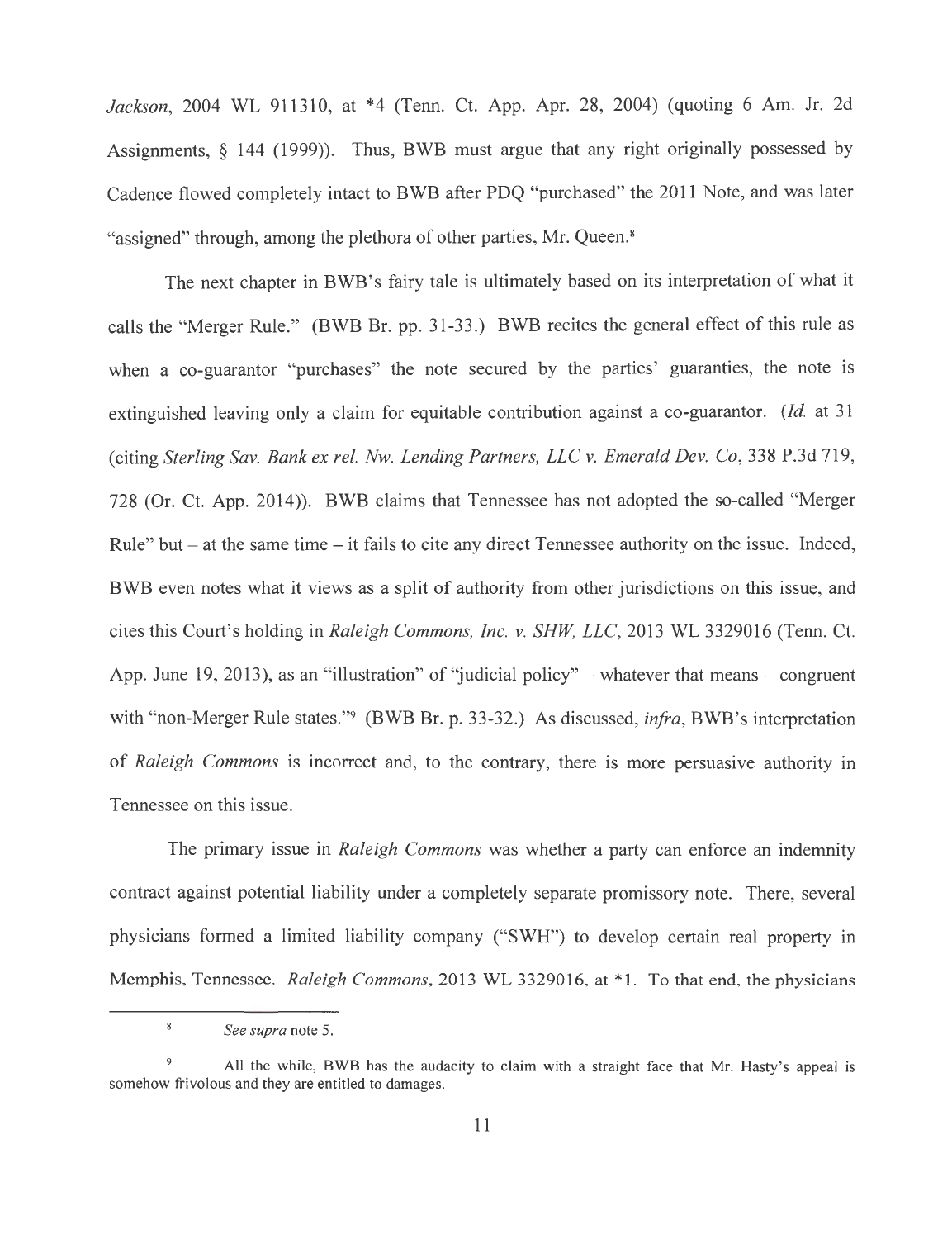*Jackson*, 2004 WL 911310, at *4 (Tenn. Ct. App. Apr. 28, 2004) (quoting 6 Am. Jr. 2d Assignments, § 144 (1999)). Thus, BWB must argue that any right originally possessed by Cadence flowed completely intact to BWB after PDQ "purchased" the 2011 Note, and was later "assigned" through, among the plethora of other parties, Mr. Queen.[8]

The next chapter in BWB's fairy tale is ultimately based on its interpretation of what it calls the "Merger Rule." (BWB Br. pp. 31-33.) BWB recites the general effect of this rule as when a co-guarantor "purchases" the note secured by the parties' guaranties, the note is extinguished leaving only a claim for equitable contribution against a co-guarantor. (*Id.* at 31 (citing *Sterling Sav. Bank ex rel. Nw. Lending Partners, LLC v. Emerald Dev. Co*, 338 P.3d 719, 728 (Or. Ct. App. 2014)). BWB claims that Tennessee has not adopted the so-called "Merger Rule" but – at the same time – it fails to cite any direct Tennessee authority on the issue. Indeed, BWB even notes what it views as a split of authority from other jurisdictions on this issue, and cites this Court's holding in *Raleigh Commons, Inc. v. SHW, LLC*, 2013 WL 3329016 (Tenn. Ct. App. June 19, 2013), as an "illustration" of "judicial policy" – whatever that means – congruent with "non-Merger Rule states."[9] (BWB Br. p. 33-32.) As discussed, *infra*, BWB's interpretation of *Raleigh Commons* is incorrect and, to the contrary, there is more persuasive authority in Tennessee on this issue.

The primary issue in *Raleigh Commons* was whether a party can enforce an indemnity contract against potential liability under a completely separate promissory note. There, several physicians formed a limited liability company ("SWH") to develop certain real property in Memphis, Tennessee. *Raleigh Commons*, 2013 WL 3329016, at *1. To that end, the physicians

---

[8] *See supra* note 5.

[9] All the while, BWB has the audacity to claim with a straight face that Mr. Hasty's appeal is somehow frivolous and they are entitled to damages.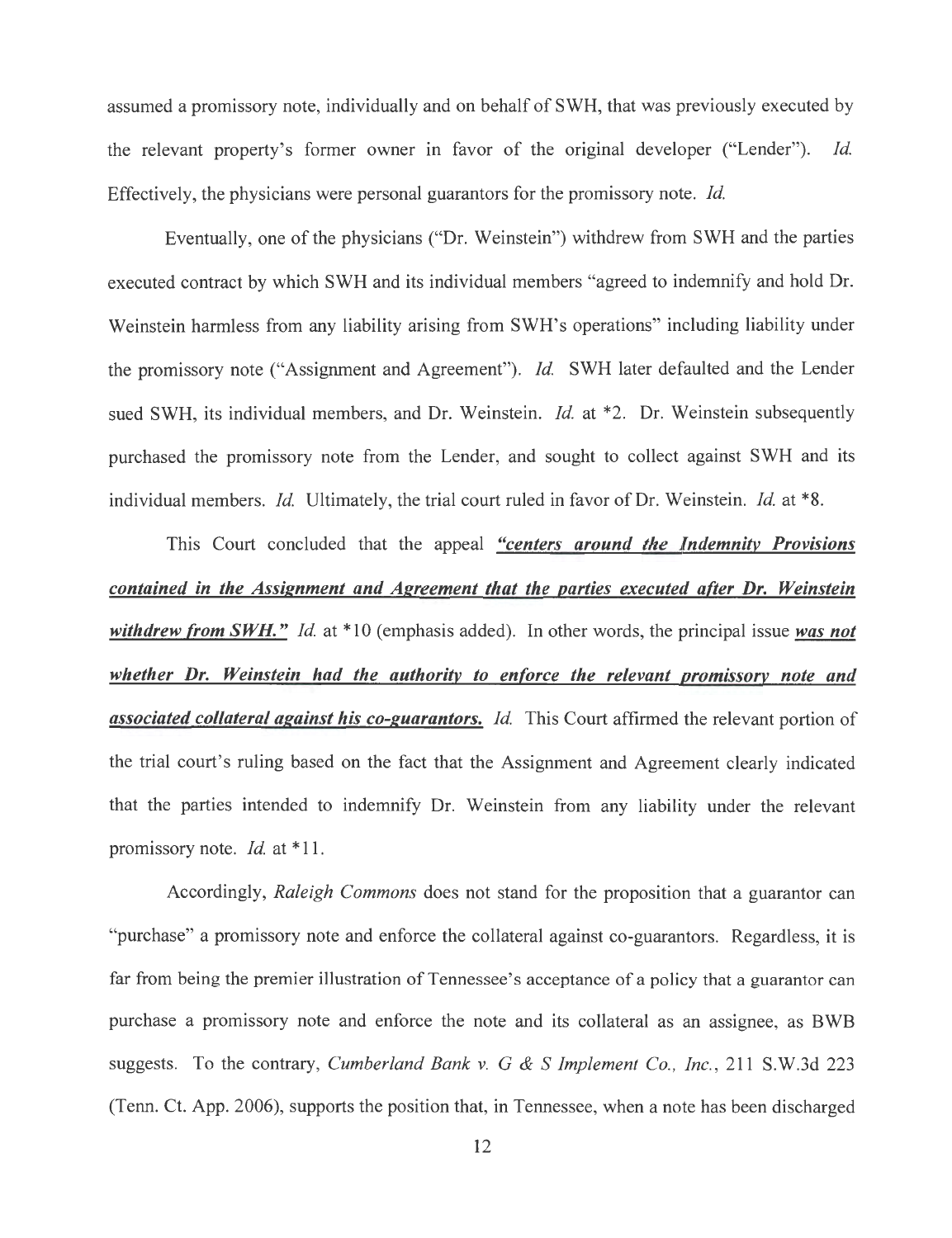assumed a promissory note, individually and on behalf of SWH, that was previously executed by the relevant property's former owner in favor of the original developer ("Lender"). *Id.* Effectively, the physicians were personal guarantors for the promissory note. *Id.*

Eventually, one of the physicians ("Dr. Weinstein") withdrew from SWH and the parties executed contract by which SWH and its individual members "agreed to indemnify and hold Dr. Weinstein harmless from any liability arising from SWH's operations" including liability under the promissory note ("Assignment and Agreement"). *Id.* SWH later defaulted and the Lender sued SWH, its individual members, and Dr. Weinstein. *Id.* at *2. Dr. Weinstein subsequently purchased the promissory note from the Lender, and sought to collect against SWH and its individual members. *Id.* Ultimately, the trial court ruled in favor of Dr. Weinstein. *Id.* at *8.

This Court concluded that the appeal ***"centers around the Indemnity Provisions contained in the Assignment and Agreement that the parties executed after Dr. Weinstein withdrew from SWH."*** *Id.* at *10 (emphasis added). In other words, the principal issue ***was not whether Dr. Weinstein had the authority to enforce the relevant promissory note and associated collateral against his co-guarantors.*** *Id.* This Court affirmed the relevant portion of the trial court's ruling based on the fact that the Assignment and Agreement clearly indicated that the parties intended to indemnify Dr. Weinstein from any liability under the relevant promissory note. *Id.* at *11.

Accordingly, *Raleigh Commons* does not stand for the proposition that a guarantor can "purchase" a promissory note and enforce the collateral against co-guarantors. Regardless, it is far from being the premier illustration of Tennessee's acceptance of a policy that a guarantor can purchase a promissory note and enforce the note and its collateral as an assignee, as BWB suggests. To the contrary, *Cumberland Bank v. G & S Implement Co., Inc.*, 211 S.W.3d 223 (Tenn. Ct. App. 2006), supports the position that, in Tennessee, when a note has been discharged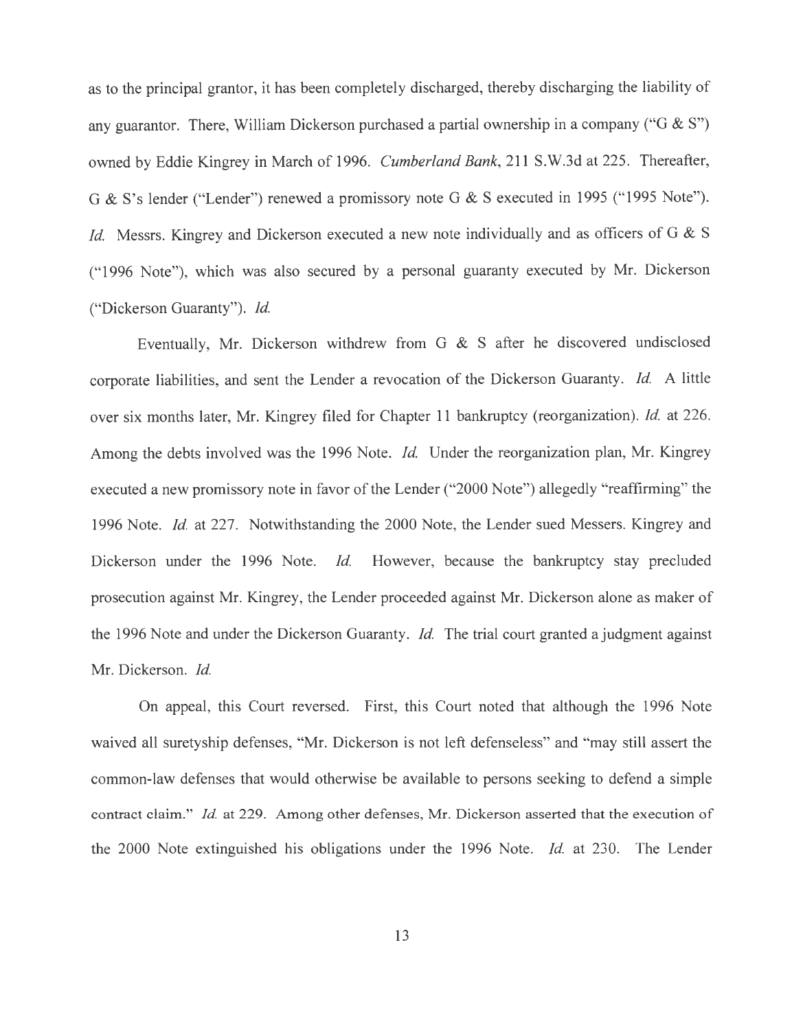as to the principal grantor, it has been completely discharged, thereby discharging the liability of any guarantor. There, William Dickerson purchased a partial ownership in a company ("G & S") owned by Eddie Kingrey in March of 1996. *Cumberland Bank*, 211 S.W.3d at 225. Thereafter, G & S's lender ("Lender") renewed a promissory note G & S executed in 1995 ("1995 Note"). *Id.* Messrs. Kingrey and Dickerson executed a new note individually and as officers of G & S ("1996 Note"), which was also secured by a personal guaranty executed by Mr. Dickerson ("Dickerson Guaranty"). *Id.*

Eventually, Mr. Dickerson withdrew from G & S after he discovered undisclosed corporate liabilities, and sent the Lender a revocation of the Dickerson Guaranty. *Id.* A little over six months later, Mr. Kingrey filed for Chapter 11 bankruptcy (reorganization). *Id.* at 226. Among the debts involved was the 1996 Note. *Id.* Under the reorganization plan, Mr. Kingrey executed a new promissory note in favor of the Lender ("2000 Note") allegedly "reaffirming" the 1996 Note. *Id.* at 227. Notwithstanding the 2000 Note, the Lender sued Messers. Kingrey and Dickerson under the 1996 Note. *Id.* However, because the bankruptcy stay precluded prosecution against Mr. Kingrey, the Lender proceeded against Mr. Dickerson alone as maker of the 1996 Note and under the Dickerson Guaranty. *Id.* The trial court granted a judgment against Mr. Dickerson. *Id.*

On appeal, this Court reversed. First, this Court noted that although the 1996 Note waived all suretyship defenses, "Mr. Dickerson is not left defenseless" and "may still assert the common-law defenses that would otherwise be available to persons seeking to defend a simple contract claim." *Id.* at 229. Among other defenses, Mr. Dickerson asserted that the execution of the 2000 Note extinguished his obligations under the 1996 Note. *Id.* at 230. The Lender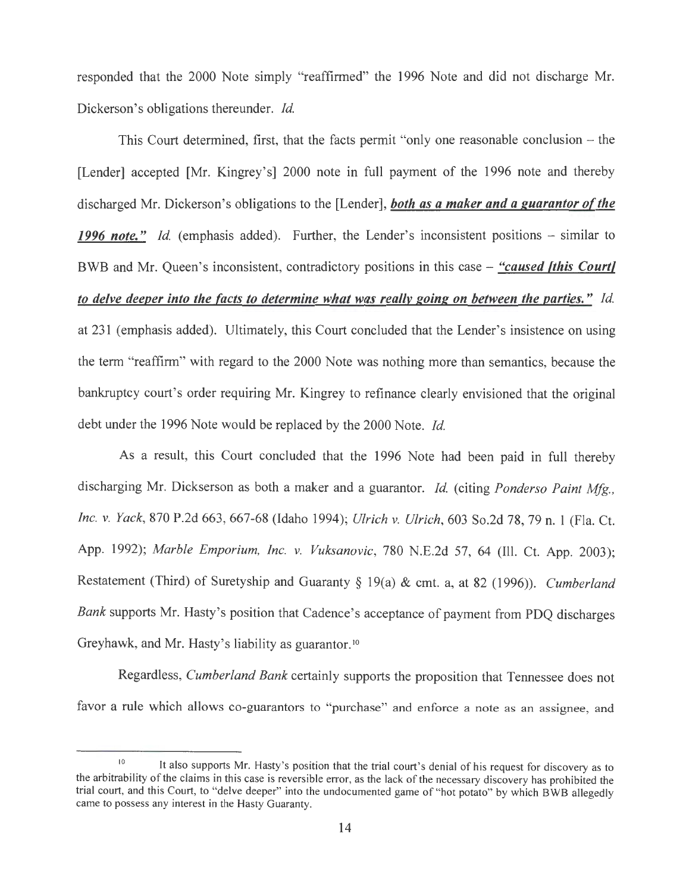responded that the 2000 Note simply "reaffirmed" the 1996 Note and did not discharge Mr. Dickerson's obligations thereunder. *Id.*

This Court determined, first, that the facts permit "only one reasonable conclusion – the [Lender] accepted [Mr. Kingrey's] 2000 note in full payment of the 1996 note and thereby discharged Mr. Dickerson's obligations to the [Lender], ***both as a maker and a guarantor of the 1996 note.*"** *Id.* (emphasis added). Further, the Lender's inconsistent positions – similar to BWB and Mr. Queen's inconsistent, contradictory positions in this case – ***"caused [this Court] to delve deeper into the facts to determine what was really going on between the parties."*** *Id.* at 231 (emphasis added). Ultimately, this Court concluded that the Lender's insistence on using the term "reaffirm" with regard to the 2000 Note was nothing more than semantics, because the bankruptcy court's order requiring Mr. Kingrey to refinance clearly envisioned that the original debt under the 1996 Note would be replaced by the 2000 Note. *Id.*

As a result, this Court concluded that the 1996 Note had been paid in full thereby discharging Mr. Dickserson as both a maker and a guarantor. *Id.* (citing *Ponderso Paint Mfg., Inc. v. Yack*, 870 P.2d 663, 667-68 (Idaho 1994); *Ulrich v. Ulrich*, 603 So.2d 78, 79 n. 1 (Fla. Ct. App. 1992); *Marble Emporium, Inc. v. Vuksanovic*, 780 N.E.2d 57, 64 (Ill. Ct. App. 2003); Restatement (Third) of Suretyship and Guaranty § 19(a) & cmt. a, at 82 (1996)). *Cumberland Bank* supports Mr. Hasty's position that Cadence's acceptance of payment from PDQ discharges Greyhawk, and Mr. Hasty's liability as guarantor.[10]

Regardless, *Cumberland Bank* certainly supports the proposition that Tennessee does not favor a rule which allows co-guarantors to "purchase" and enforce a note as an assignee, and

---

[10] It also supports Mr. Hasty's position that the trial court's denial of his request for discovery as to the arbitrability of the claims in this case is reversible error, as the lack of the necessary discovery has prohibited the trial court, and this Court, to "delve deeper" into the undocumented game of "hot potato" by which BWB allegedly came to possess any interest in the Hasty Guaranty.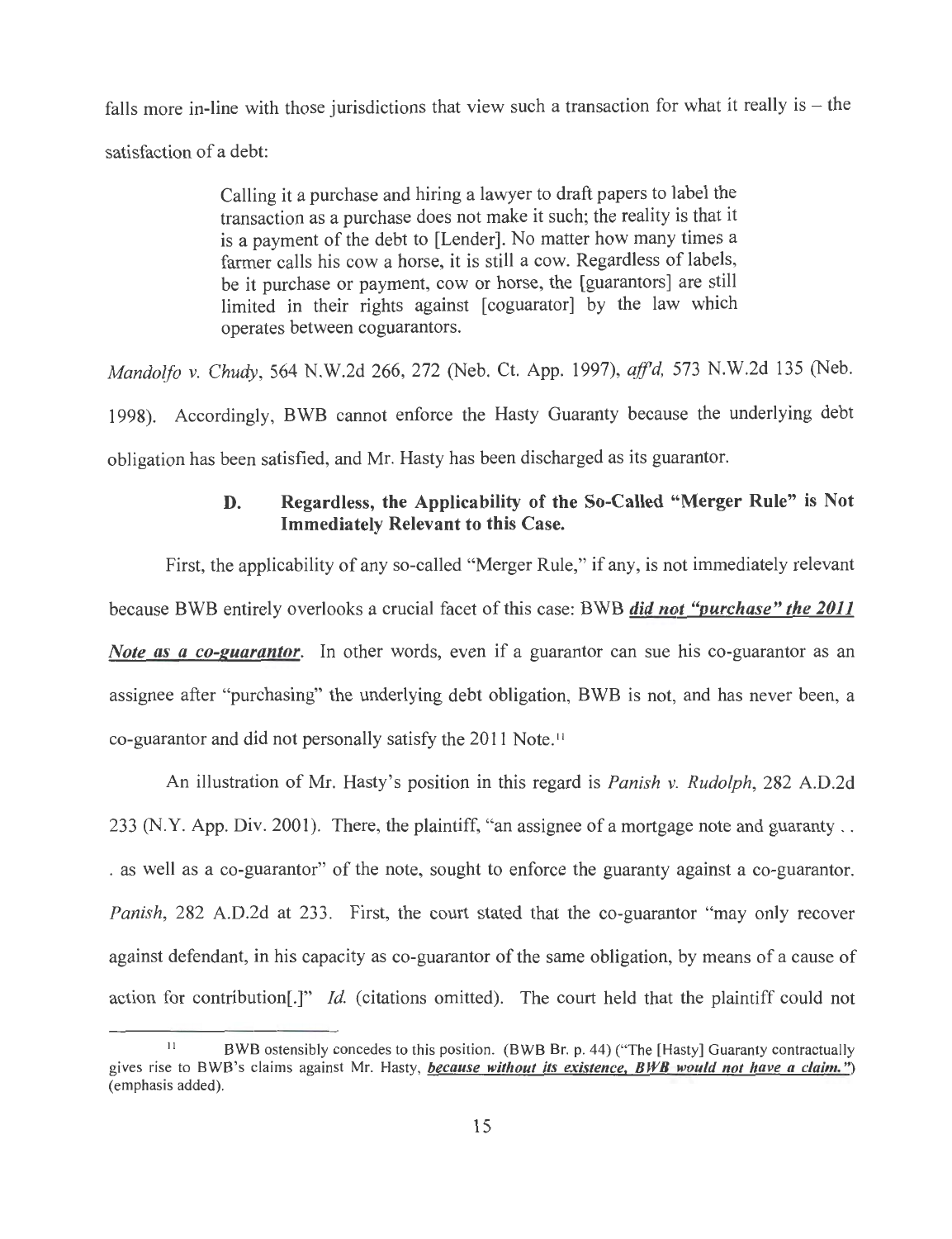falls more in-line with those jurisdictions that view such a transaction for what it really is – the satisfaction of a debt:

> Calling it a purchase and hiring a lawyer to draft papers to label the transaction as a purchase does not make it such; the reality is that it is a payment of the debt to [Lender]. No matter how many times a farmer calls his cow a horse, it is still a cow. Regardless of labels, be it purchase or payment, cow or horse, the [guarantors] are still limited in their rights against [coguarator] by the law which operates between coguarantors.

*Mandolfo v. Chudy*, 564 N.W.2d 266, 272 (Neb. Ct. App. 1997), *aff'd*, 573 N.W.2d 135 (Neb. 1998). Accordingly, BWB cannot enforce the Hasty Guaranty because the underlying debt obligation has been satisfied, and Mr. Hasty has been discharged as its guarantor.

### D. Regardless, the Applicability of the So-Called "Merger Rule" is Not Immediately Relevant to this Case.

First, the applicability of any so-called "Merger Rule," if any, is not immediately relevant because BWB entirely overlooks a crucial facet of this case: BWB ***did not "purchase" the 2011 Note as a co-guarantor***. In other words, even if a guarantor can sue his co-guarantor as an assignee after "purchasing" the underlying debt obligation, BWB is not, and has never been, a co-guarantor and did not personally satisfy the 2011 Note.[11]

An illustration of Mr. Hasty's position in this regard is *Panish v. Rudolph*, 282 A.D.2d 233 (N.Y. App. Div. 2001). There, the plaintiff, "an assignee of a mortgage note and guaranty . . . as well as a co-guarantor" of the note, sought to enforce the guaranty against a co-guarantor. *Panish*, 282 A.D.2d at 233. First, the court stated that the co-guarantor "may only recover against defendant, in his capacity as co-guarantor of the same obligation, by means of a cause of action for contribution[.]" *Id.* (citations omitted). The court held that the plaintiff could not

---

[11] BWB ostensibly concedes to this position. (BWB Br. p. 44) ("The [Hasty] Guaranty contractually gives rise to BWB's claims against Mr. Hasty, ***because without its existence, BWB would not have a claim.***") (emphasis added).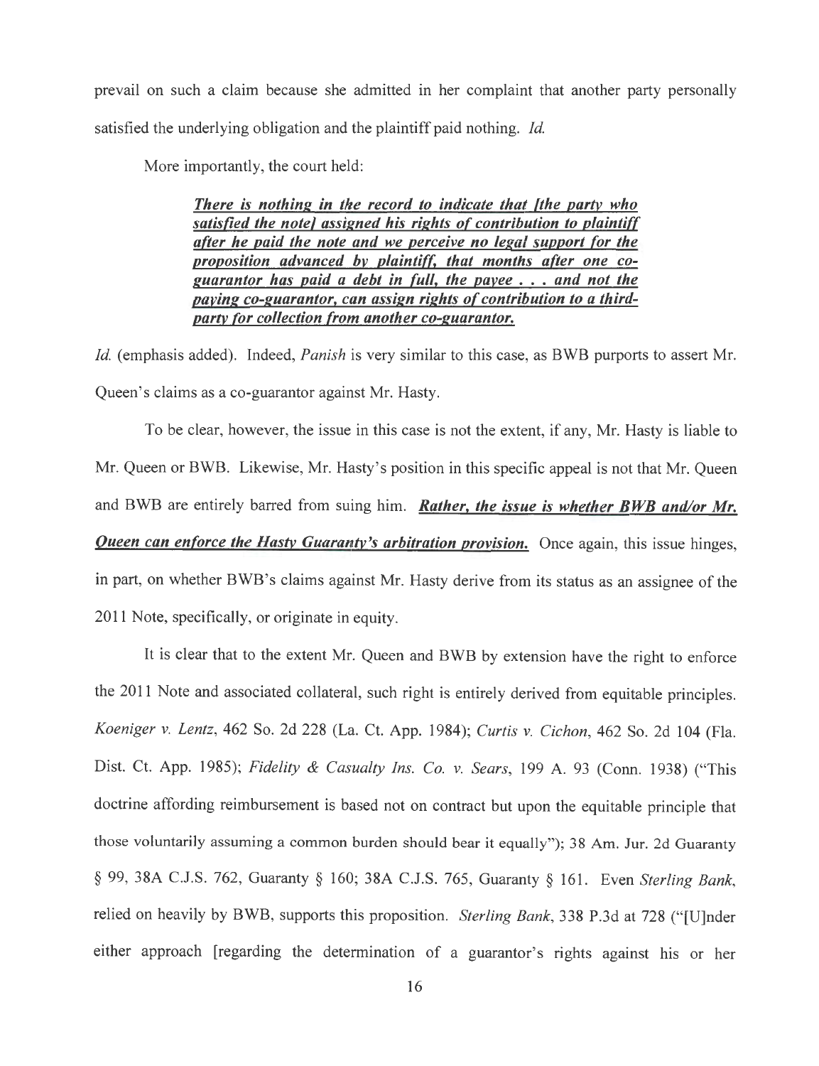prevail on such a claim because she admitted in her complaint that another party personally satisfied the underlying obligation and the plaintiff paid nothing. *Id.*

More importantly, the court held:

> ***There is nothing in the record to indicate that [the party who satisfied the note] assigned his rights of contribution to plaintiff after he paid the note and we perceive no legal support for the proposition advanced by plaintiff, that months after one co-guarantor has paid a debt in full, the payee . . . and not the paying co-guarantor, can assign rights of contribution to a third-party for collection from another co-guarantor.***

*Id.* (emphasis added). Indeed, *Panish* is very similar to this case, as BWB purports to assert Mr. Queen's claims as a co-guarantor against Mr. Hasty.

To be clear, however, the issue in this case is not the extent, if any, Mr. Hasty is liable to Mr. Queen or BWB. Likewise, Mr. Hasty's position in this specific appeal is not that Mr. Queen and BWB are entirely barred from suing him. ***Rather, the issue is whether BWB and/or Mr. Queen can enforce the Hasty Guaranty's arbitration provision.*** Once again, this issue hinges, in part, on whether BWB's claims against Mr. Hasty derive from its status as an assignee of the 2011 Note, specifically, or originate in equity.

It is clear that to the extent Mr. Queen and BWB by extension have the right to enforce the 2011 Note and associated collateral, such right is entirely derived from equitable principles. *Koeniger v. Lentz*, 462 So. 2d 228 (La. Ct. App. 1984); *Curtis v. Cichon*, 462 So. 2d 104 (Fla. Dist. Ct. App. 1985); *Fidelity & Casualty Ins. Co. v. Sears*, 199 A. 93 (Conn. 1938) ("This doctrine affording reimbursement is based not on contract but upon the equitable principle that those voluntarily assuming a common burden should bear it equally"); 38 Am. Jur. 2d Guaranty § 99, 38A C.J.S. 762, Guaranty § 160; 38A C.J.S. 765, Guaranty § 161. Even *Sterling Bank*, relied on heavily by BWB, supports this proposition. *Sterling Bank*, 338 P.3d at 728 ("[U]nder either approach [regarding the determination of a guarantor's rights against his or her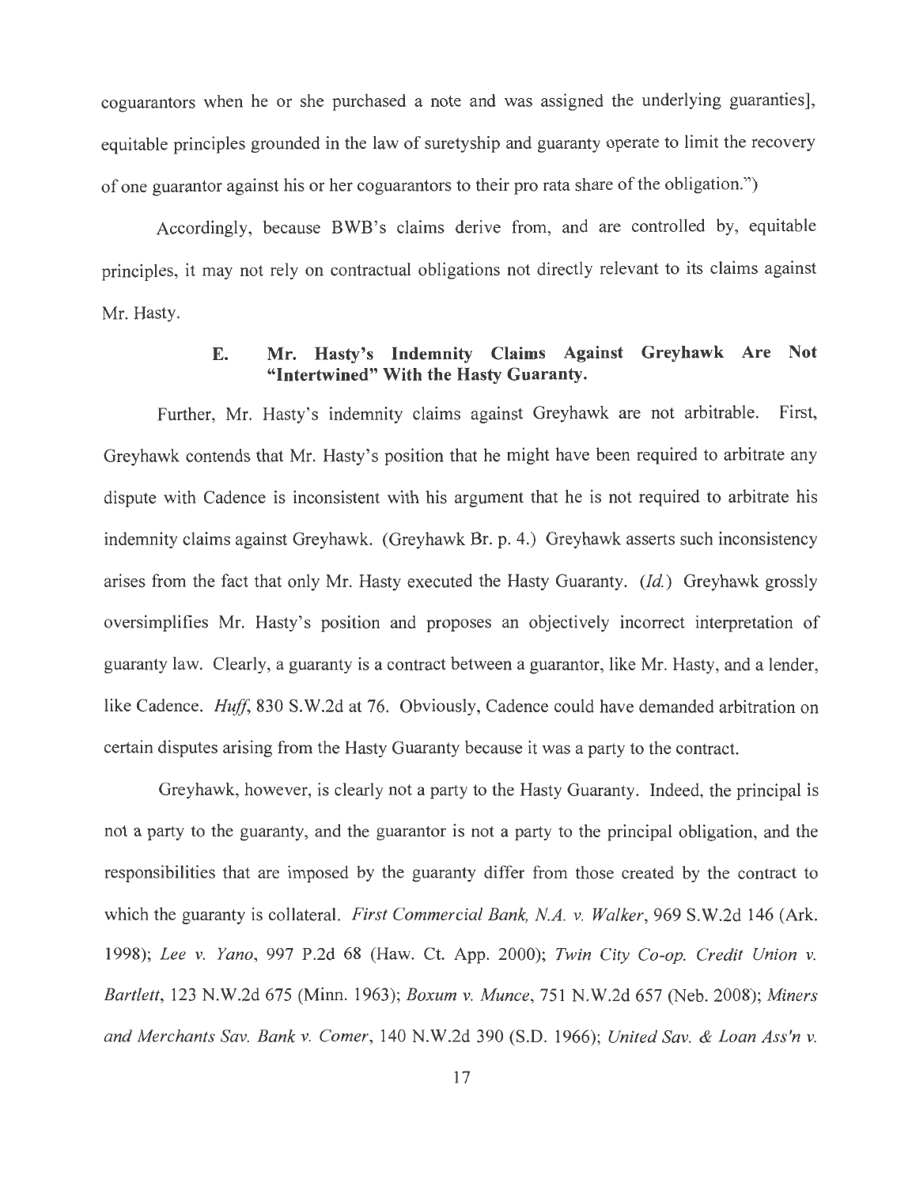coguarantors when he or she purchased a note and was assigned the underlying guaranties], equitable principles grounded in the law of suretyship and guaranty operate to limit the recovery of one guarantor against his or her coguarantors to their pro rata share of the obligation.")

Accordingly, because BWB's claims derive from, and are controlled by, equitable principles, it may not rely on contractual obligations not directly relevant to its claims against Mr. Hasty.

### E. Mr. Hasty's Indemnity Claims Against Greyhawk Are Not "Intertwined" With the Hasty Guaranty.

Further, Mr. Hasty's indemnity claims against Greyhawk are not arbitrable. First, Greyhawk contends that Mr. Hasty's position that he might have been required to arbitrate any dispute with Cadence is inconsistent with his argument that he is not required to arbitrate his indemnity claims against Greyhawk. (Greyhawk Br. p. 4.) Greyhawk asserts such inconsistency arises from the fact that only Mr. Hasty executed the Hasty Guaranty. (*Id.*) Greyhawk grossly oversimplifies Mr. Hasty's position and proposes an objectively incorrect interpretation of guaranty law. Clearly, a guaranty is a contract between a guarantor, like Mr. Hasty, and a lender, like Cadence. *Huff*, 830 S.W.2d at 76. Obviously, Cadence could have demanded arbitration on certain disputes arising from the Hasty Guaranty because it was a party to the contract.

Greyhawk, however, is clearly not a party to the Hasty Guaranty. Indeed, the principal is not a party to the guaranty, and the guarantor is not a party to the principal obligation, and the responsibilities that are imposed by the guaranty differ from those created by the contract to which the guaranty is collateral. *First Commercial Bank, N.A. v. Walker*, 969 S.W.2d 146 (Ark. 1998); *Lee v. Yano*, 997 P.2d 68 (Haw. Ct. App. 2000); *Twin City Co-op. Credit Union v. Bartlett*, 123 N.W.2d 675 (Minn. 1963); *Boxum v. Munce*, 751 N.W.2d 657 (Neb. 2008); *Miners and Merchants Sav. Bank v. Comer*, 140 N.W.2d 390 (S.D. 1966); *United Sav. & Loan Ass'n v.*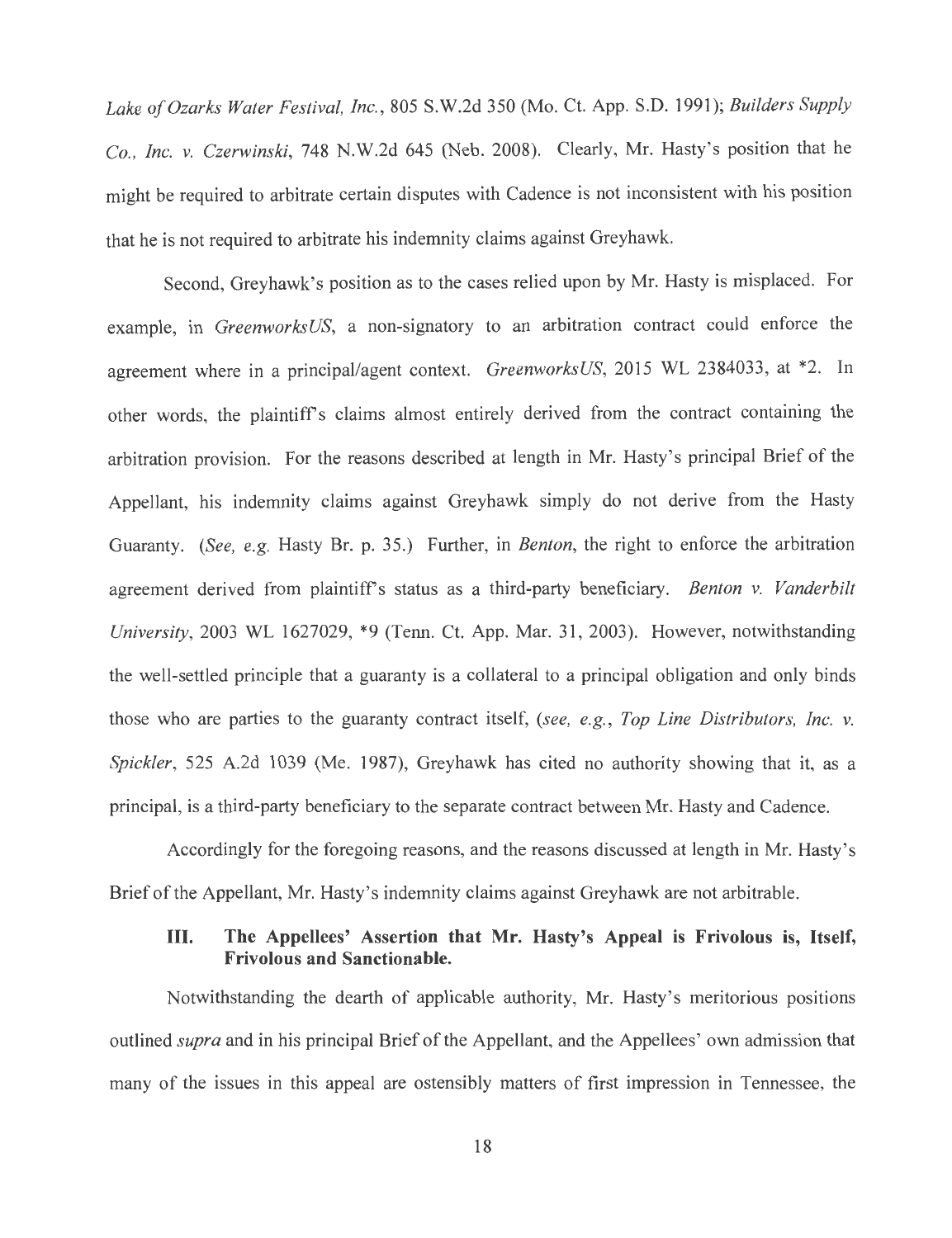*Lake of Ozarks Water Festival, Inc.*, 805 S.W.2d 350 (Mo. Ct. App. S.D. 1991); *Builders Supply Co., Inc. v. Czerwinski*, 748 N.W.2d 645 (Neb. 2008). Clearly, Mr. Hasty's position that he might be required to arbitrate certain disputes with Cadence is not inconsistent with his position that he is not required to arbitrate his indemnity claims against Greyhawk.

Second, Greyhawk's position as to the cases relied upon by Mr. Hasty is misplaced. For example, in *GreenworksUS*, a non-signatory to an arbitration contract could enforce the agreement where in a principal/agent context. *GreenworksUS*, 2015 WL 2384033, at *2. In other words, the plaintiff's claims almost entirely derived from the contract containing the arbitration provision. For the reasons described at length in Mr. Hasty's principal Brief of the Appellant, his indemnity claims against Greyhawk simply do not derive from the Hasty Guaranty. (*See, e.g.* Hasty Br. p. 35.) Further, in *Benton*, the right to enforce the arbitration agreement derived from plaintiff's status as a third-party beneficiary. *Benton v. Vanderbilt University*, 2003 WL 1627029, *9 (Tenn. Ct. App. Mar. 31, 2003). However, notwithstanding the well-settled principle that a guaranty is a collateral to a principal obligation and only binds those who are parties to the guaranty contract itself, (*see, e.g.*, *Top Line Distributors, Inc. v. Spickler*, 525 A.2d 1039 (Me. 1987), Greyhawk has cited no authority showing that it, as a principal, is a third-party beneficiary to the separate contract between Mr. Hasty and Cadence.

Accordingly for the foregoing reasons, and the reasons discussed at length in Mr. Hasty's Brief of the Appellant, Mr. Hasty's indemnity claims against Greyhawk are not arbitrable.

### III. The Appellees' Assertion that Mr. Hasty's Appeal is Frivolous is, Itself, Frivolous and Sanctionable.

Notwithstanding the dearth of applicable authority, Mr. Hasty's meritorious positions outlined *supra* and in his principal Brief of the Appellant, and the Appellees' own admission that many of the issues in this appeal are ostensibly matters of first impression in Tennessee, the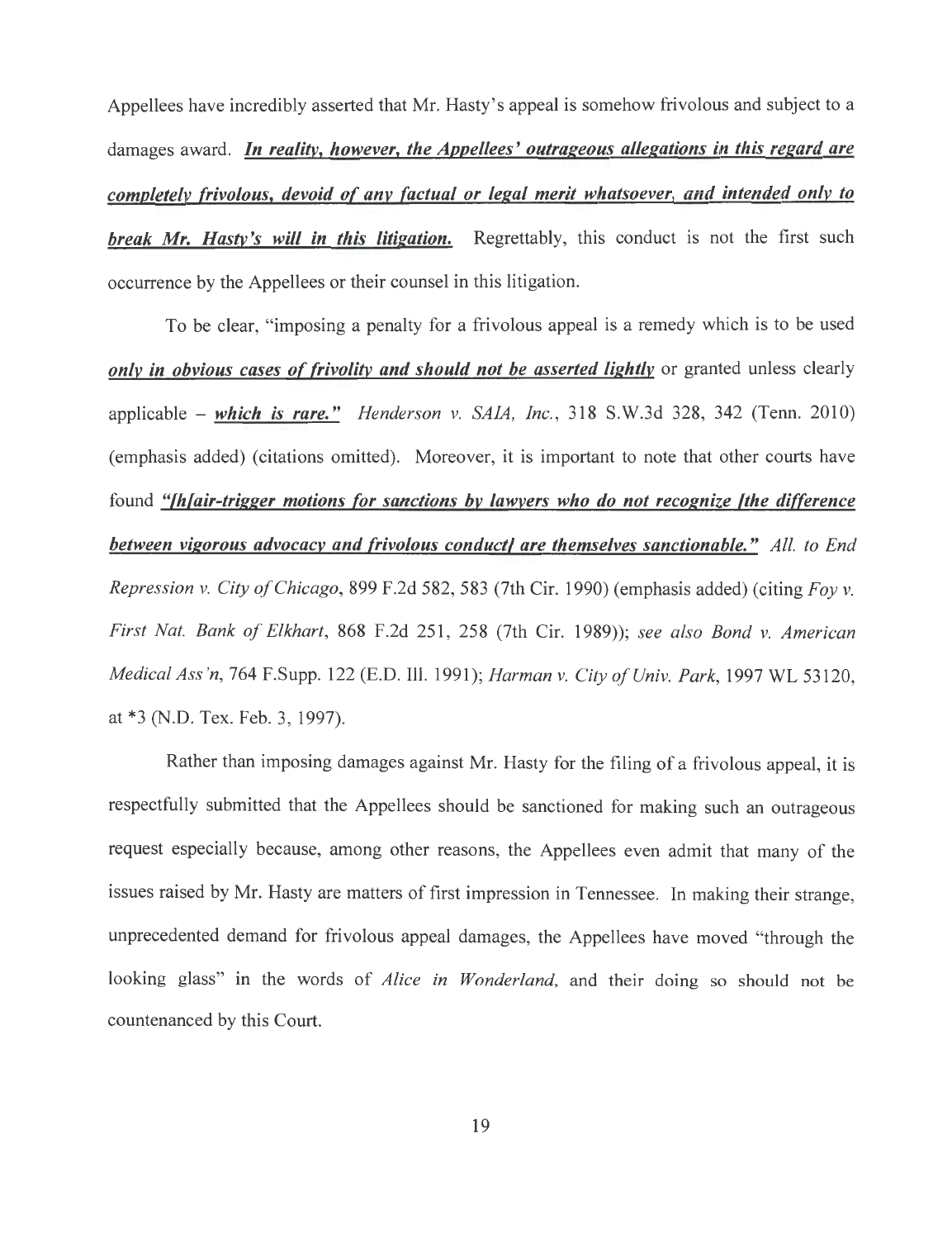Appellees have incredibly asserted that Mr. Hasty's appeal is somehow frivolous and subject to a damages award. ***In reality, however, the Appellees' outrageous allegations in this regard are completely frivolous, devoid of any factual or legal merit whatsoever, and intended only to break Mr. Hasty's will in this litigation.*** Regrettably, this conduct is not the first such occurrence by the Appellees or their counsel in this litigation.

To be clear, "imposing a penalty for a frivolous appeal is a remedy which is to be used ***only in obvious cases of frivolity and should not be asserted lightly*** or granted unless clearly applicable – ***which is rare."*** *Henderson v. SAIA, Inc.*, 318 S.W.3d 328, 342 (Tenn. 2010) (emphasis added) (citations omitted). Moreover, it is important to note that other courts have found ***"[h]air-trigger motions for sanctions by lawyers who do not recognize [the difference between vigorous advocacy and frivolous conduct] are themselves sanctionable."*** *All. to End Repression v. City of Chicago*, 899 F.2d 582, 583 (7th Cir. 1990) (emphasis added) (citing *Foy v. First Nat. Bank of Elkhart*, 868 F.2d 251, 258 (7th Cir. 1989)); *see also Bond v. American Medical Ass'n*, 764 F.Supp. 122 (E.D. Ill. 1991); *Harman v. City of Univ. Park*, 1997 WL 53120, at *3 (N.D. Tex. Feb. 3, 1997).

Rather than imposing damages against Mr. Hasty for the filing of a frivolous appeal, it is respectfully submitted that the Appellees should be sanctioned for making such an outrageous request especially because, among other reasons, the Appellees even admit that many of the issues raised by Mr. Hasty are matters of first impression in Tennessee. In making their strange, unprecedented demand for frivolous appeal damages, the Appellees have moved "through the looking glass" in the words of *Alice in Wonderland*, and their doing so should not be countenanced by this Court.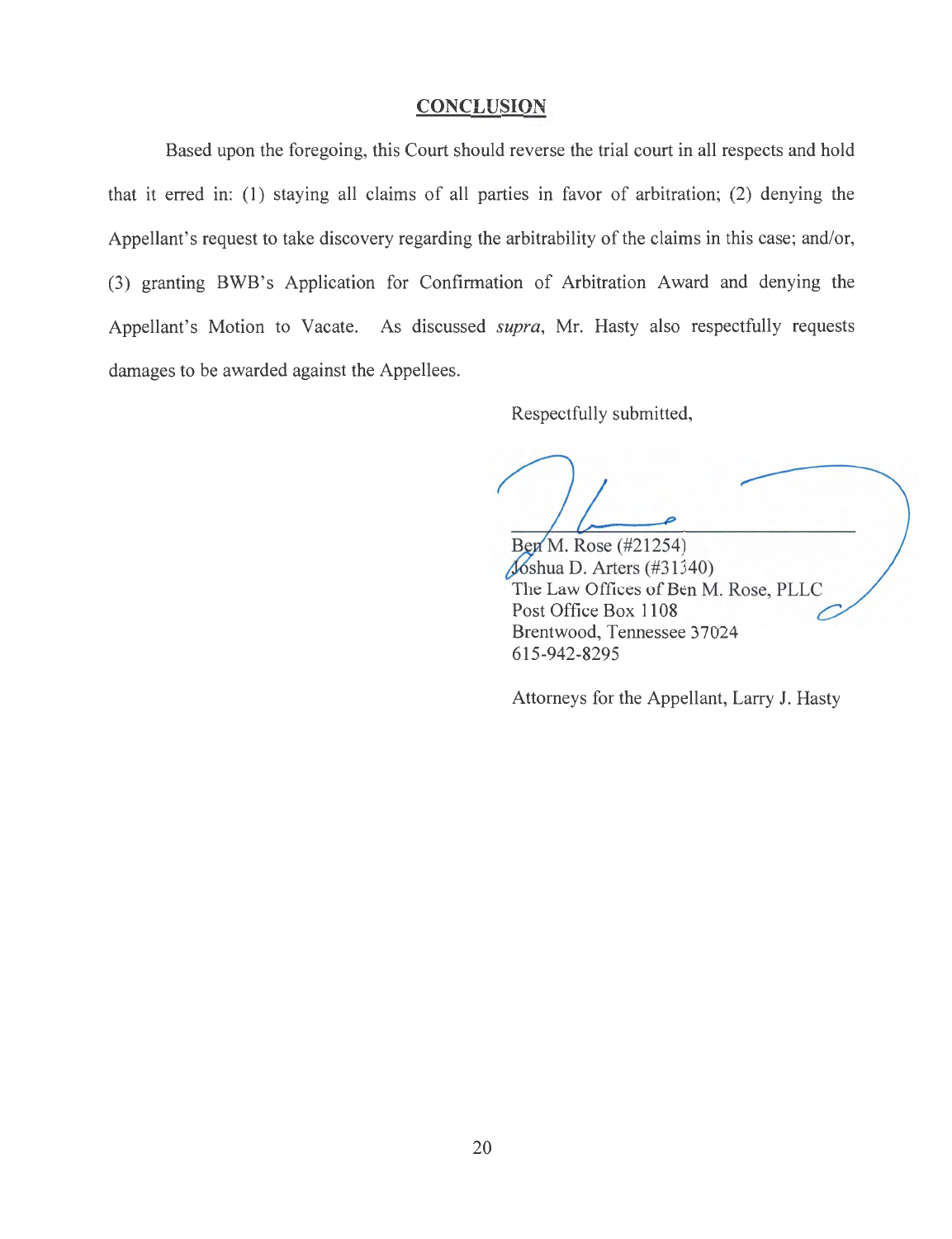## CONCLUSION

Based upon the foregoing, this Court should reverse the trial court in all respects and hold that it erred in: (1) staying all claims of all parties in favor of arbitration; (2) denying the Appellant's request to take discovery regarding the arbitrability of the claims in this case; and/or, (3) granting BWB's Application for Confirmation of Arbitration Award and denying the Appellant's Motion to Vacate. As discussed *supra*, Mr. Hasty also respectfully requests damages to be awarded against the Appellees.

Respectfully submitted,

Ben M. Rose (#21254)
Joshua D. Arters (#31340)
The Law Offices of Ben M. Rose, PLLC
Post Office Box 1108
Brentwood, Tennessee 37024
615-942-8295

Attorneys for the Appellant, Larry J. Hasty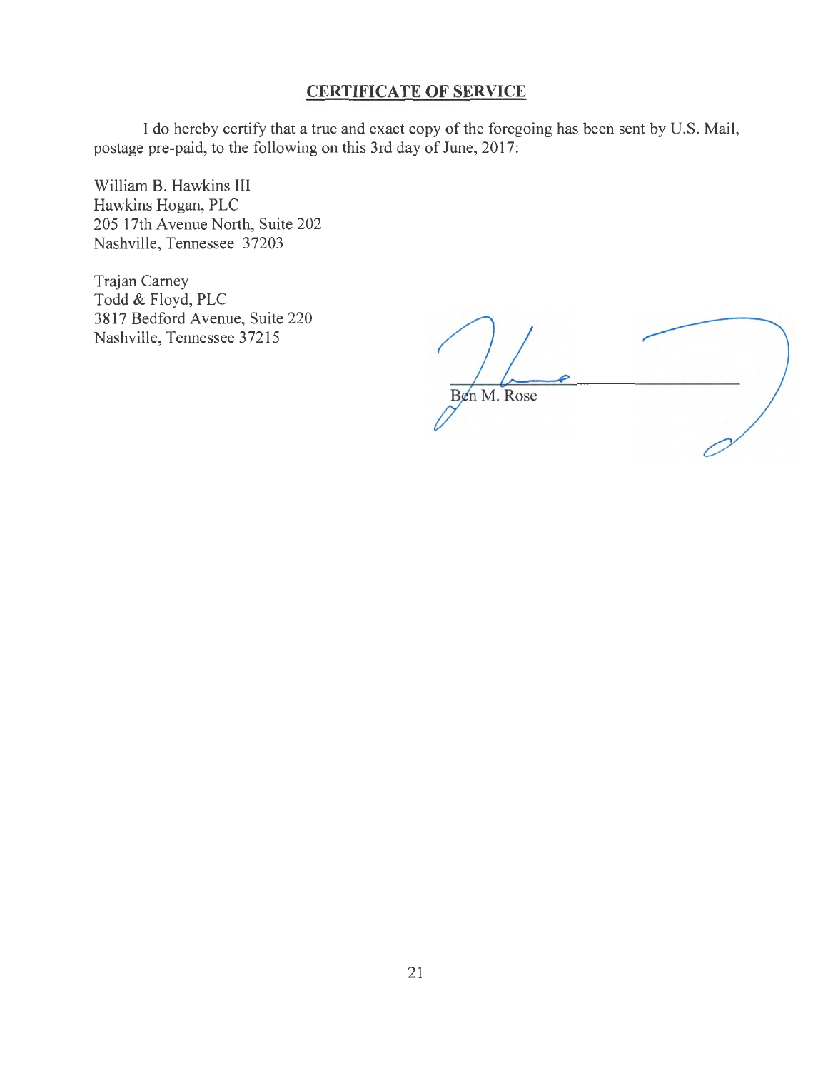## CERTIFICATE OF SERVICE

I do hereby certify that a true and exact copy of the foregoing has been sent by U.S. Mail, postage pre-paid, to the following on this 3rd day of June, 2017:

William B. Hawkins III
Hawkins Hogan, PLC
205 17th Avenue North, Suite 202
Nashville, Tennessee 37203

Trajan Carney
Todd & Floyd, PLC
3817 Bedford Avenue, Suite 220
Nashville, Tennessee 37215

______________________________
Ben M. Rose